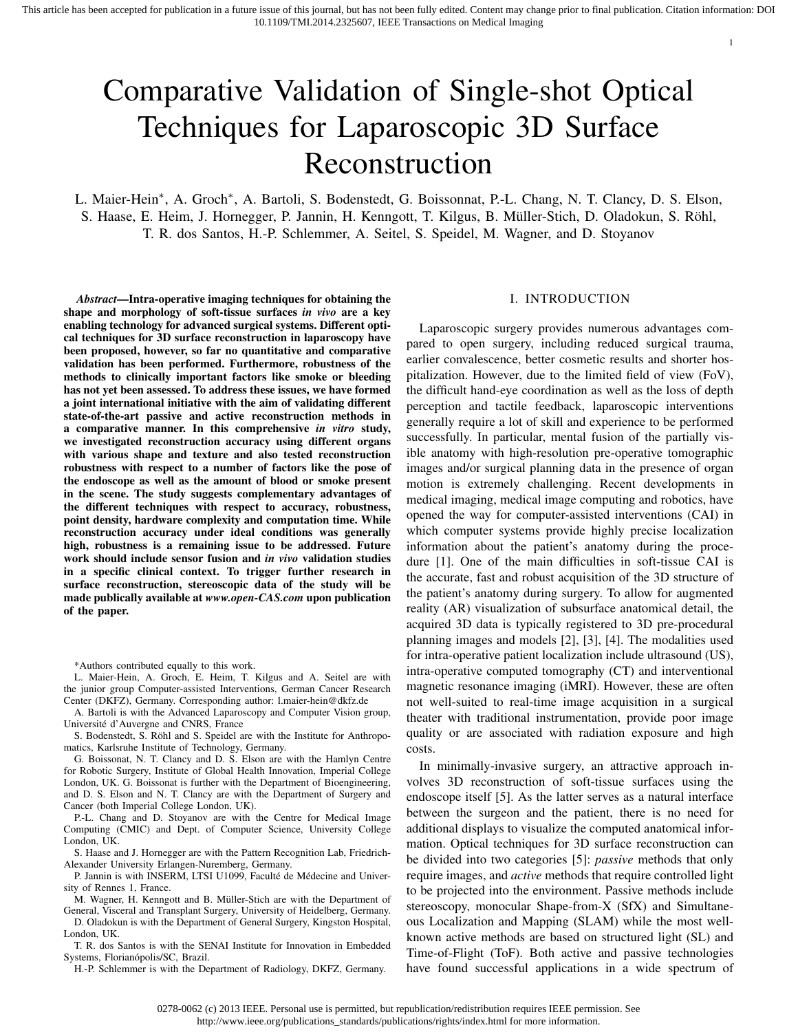# Comparative Validation of Single-shot Optical Techniques for Laparoscopic 3D Surface Reconstruction

L. Maier-Hein*, A. Groch*, A. Bartoli, S. Bodenstedt, G. Boissonnat, P.-L. Chang, N. T. Clancy, D. S. Elson, S. Haase, E. Heim, J. Hornegger, P. Jannin, H. Kenngott, T. Kilgus, B. Müller-Stich, D. Oladokun, S. Röhl, T. R. dos Santos, H.-P. Schlemmer, A. Seitel, S. Speidel, M. Wagner, and D. Stoyanov

***Abstract*—Intra-operative imaging techniques for obtaining the shape and morphology of soft-tissue surfaces *in vivo* are a key enabling technology for advanced surgical systems. Different optical techniques for 3D surface reconstruction in laparoscopy have been proposed, however, so far no quantitative and comparative validation has been performed. Furthermore, robustness of the methods to clinically important factors like smoke or bleeding has not yet been assessed. To address these issues, we have formed a joint international initiative with the aim of validating different state-of-the-art passive and active reconstruction methods in a comparative manner. In this comprehensive *in vitro* study, we investigated reconstruction accuracy using different organs with various shape and texture and also tested reconstruction robustness with respect to a number of factors like the pose of the endoscope as well as the amount of blood or smoke present in the scene. The study suggests complementary advantages of the different techniques with respect to accuracy, robustness, point density, hardware complexity and computation time. While reconstruction accuracy under ideal conditions was generally high, robustness is a remaining issue to be addressed. Future work should include sensor fusion and *in vivo* validation studies in a specific clinical context. To trigger further research in surface reconstruction, stereoscopic data of the study will be made publically available at *www.open-CAS.com* upon publication of the paper.**

*Authors contributed equally to this work.

L. Maier-Hein, A. Groch, E. Heim, T. Kilgus and A. Seitel are with the junior group Computer-assisted Interventions, German Cancer Research Center (DKFZ), Germany. Corresponding author: l.maier-hein@dkfz.de

A. Bartoli is with the Advanced Laparoscopy and Computer Vision group, Université d'Auvergne and CNRS, France

S. Bodenstedt, S. Röhl and S. Speidel are with the Institute for Anthropomatics, Karlsruhe Institute of Technology, Germany.

G. Boissonat, N. T. Clancy and D. S. Elson are with the Hamlyn Centre for Robotic Surgery, Institute of Global Health Innovation, Imperial College London, UK. G. Boissonat is further with the Department of Bioengineering, and D. S. Elson and N. T. Clancy are with the Department of Surgery and Cancer (both Imperial College London, UK).

P.-L. Chang and D. Stoyanov are with the Centre for Medical Image Computing (CMIC) and Dept. of Computer Science, University College London, UK.

S. Haase and J. Hornegger are with the Pattern Recognition Lab, Friedrich-Alexander University Erlangen-Nuremberg, Germany.

P. Jannin is with INSERM, LTSI U1099, Faculté de Médecine and University of Rennes 1, France.

M. Wagner, H. Kenngott and B. Müller-Stich are with the Department of General, Visceral and Transplant Surgery, University of Heidelberg, Germany.

D. Oladokun is with the Department of General Surgery, Kingston Hospital, London, UK.

T. R. dos Santos is with the SENAI Institute for Innovation in Embedded Systems, Florianópolis/SC, Brazil.

H.-P. Schlemmer is with the Department of Radiology, DKFZ, Germany.

## I. INTRODUCTION

Laparoscopic surgery provides numerous advantages compared to open surgery, including reduced surgical trauma, earlier convalescence, better cosmetic results and shorter hospitalization. However, due to the limited field of view (FoV), the difficult hand-eye coordination as well as the loss of depth perception and tactile feedback, laparoscopic interventions generally require a lot of skill and experience to be performed successfully. In particular, mental fusion of the partially visible anatomy with high-resolution pre-operative tomographic images and/or surgical planning data in the presence of organ motion is extremely challenging. Recent developments in medical imaging, medical image computing and robotics, have opened the way for computer-assisted interventions (CAI) in which computer systems provide highly precise localization information about the patient's anatomy during the procedure [1]. One of the main difficulties in soft-tissue CAI is the accurate, fast and robust acquisition of the 3D structure of the patient's anatomy during surgery. To allow for augmented reality (AR) visualization of subsurface anatomical detail, the acquired 3D data is typically registered to 3D pre-procedural planning images and models [2], [3], [4]. The modalities used for intra-operative patient localization include ultrasound (US), intra-operative computed tomography (CT) and interventional magnetic resonance imaging (iMRI). However, these are often not well-suited to real-time image acquisition in a surgical theater with traditional instrumentation, provide poor image quality or are associated with radiation exposure and high costs.

In minimally-invasive surgery, an attractive approach involves 3D reconstruction of soft-tissue surfaces using the endoscope itself [5]. As the latter serves as a natural interface between the surgeon and the patient, there is no need for additional displays to visualize the computed anatomical information. Optical techniques for 3D surface reconstruction can be divided into two categories [5]: *passive* methods that only require images, and *active* methods that require controlled light to be projected into the environment. Passive methods include stereoscopy, monocular Shape-from-X (SfX) and Simultaneous Localization and Mapping (SLAM) while the most well-known active methods are based on structured light (SL) and Time-of-Flight (ToF). Both active and passive technologies have found successful applications in a wide spectrum of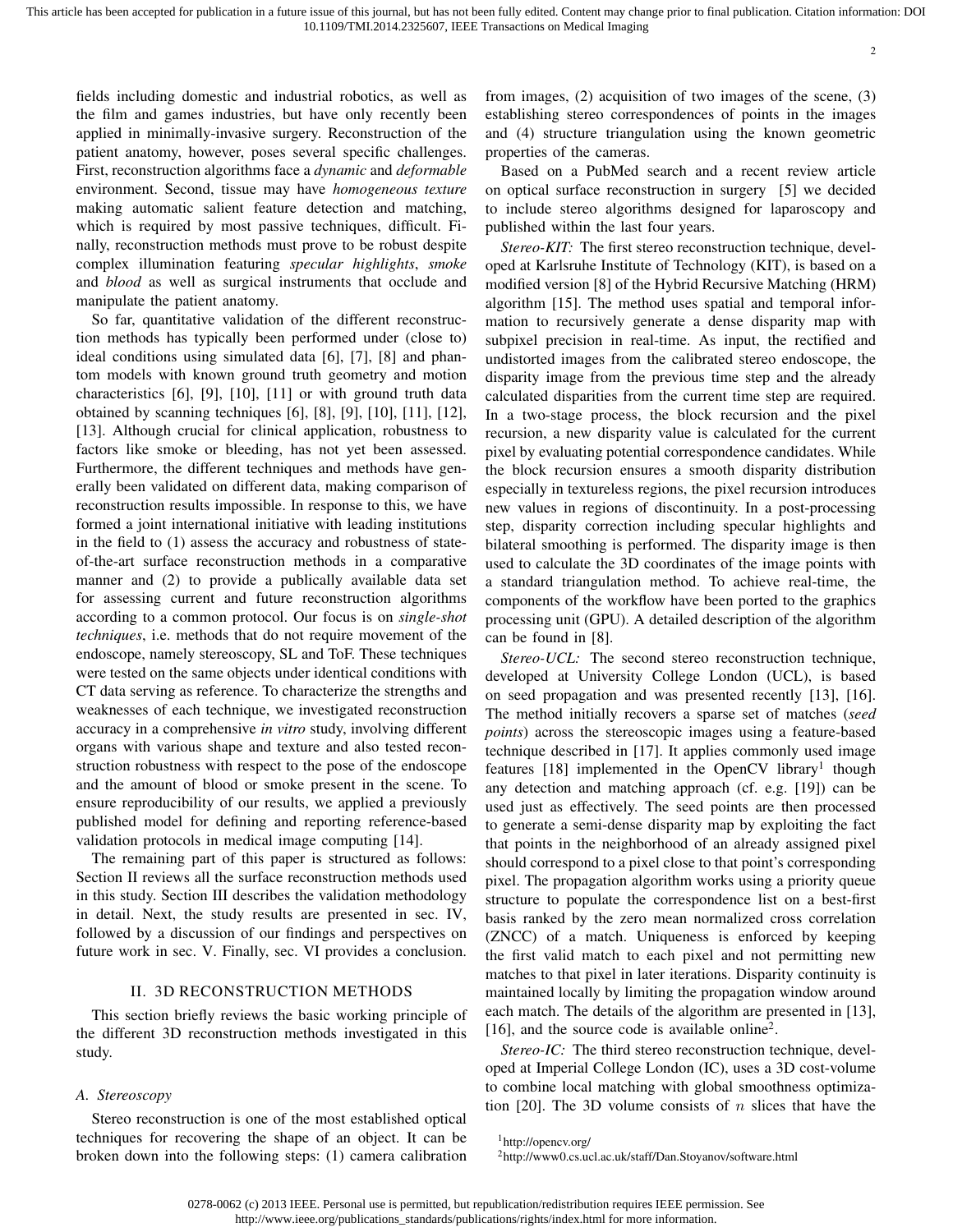fields including domestic and industrial robotics, as well as the film and games industries, but have only recently been applied in minimally-invasive surgery. Reconstruction of the patient anatomy, however, poses several specific challenges. First, reconstruction algorithms face a *dynamic* and *deformable* environment. Second, tissue may have *homogeneous texture* making automatic salient feature detection and matching, which is required by most passive techniques, difficult. Finally, reconstruction methods must prove to be robust despite complex illumination featuring *specular highlights*, *smoke* and *blood* as well as surgical instruments that occlude and manipulate the patient anatomy.

So far, quantitative validation of the different reconstruction methods has typically been performed under (close to) ideal conditions using simulated data [6], [7], [8] and phantom models with known ground truth geometry and motion characteristics [6], [9], [10], [11] or with ground truth data obtained by scanning techniques [6], [8], [9], [10], [11], [12], [13]. Although crucial for clinical application, robustness to factors like smoke or bleeding, has not yet been assessed. Furthermore, the different techniques and methods have generally been validated on different data, making comparison of reconstruction results impossible. In response to this, we have formed a joint international initiative with leading institutions in the field to (1) assess the accuracy and robustness of state-of-the-art surface reconstruction methods in a comparative manner and (2) to provide a publically available data set for assessing current and future reconstruction algorithms according to a common protocol. Our focus is on *single-shot techniques*, i.e. methods that do not require movement of the endoscope, namely stereoscopy, SL and ToF. These techniques were tested on the same objects under identical conditions with CT data serving as reference. To characterize the strengths and weaknesses of each technique, we investigated reconstruction accuracy in a comprehensive *in vitro* study, involving different organs with various shape and texture and also tested reconstruction robustness with respect to the pose of the endoscope and the amount of blood or smoke present in the scene. To ensure reproducibility of our results, we applied a previously published model for defining and reporting reference-based validation protocols in medical image computing [14].

The remaining part of this paper is structured as follows: Section II reviews all the surface reconstruction methods used in this study. Section III describes the validation methodology in detail. Next, the study results are presented in sec. IV, followed by a discussion of our findings and perspectives on future work in sec. V. Finally, sec. VI provides a conclusion.

## II. 3D Reconstruction Methods

This section briefly reviews the basic working principle of the different 3D reconstruction methods investigated in this study.

### A. Stereoscopy

Stereo reconstruction is one of the most established optical techniques for recovering the shape of an object. It can be broken down into the following steps: (1) camera calibration from images, (2) acquisition of two images of the scene, (3) establishing stereo correspondences of points in the images and (4) structure triangulation using the known geometric properties of the cameras.

Based on a PubMed search and a recent review article on optical surface reconstruction in surgery [5] we decided to include stereo algorithms designed for laparoscopy and published within the last four years.

*Stereo-KIT:* The first stereo reconstruction technique, developed at Karlsruhe Institute of Technology (KIT), is based on a modified version [8] of the Hybrid Recursive Matching (HRM) algorithm [15]. The method uses spatial and temporal information to recursively generate a dense disparity map with subpixel precision in real-time. As input, the rectified and undistorted images from the calibrated stereo endoscope, the disparity image from the previous time step and the already calculated disparities from the current time step are required. In a two-stage process, the block recursion and the pixel recursion, a new disparity value is calculated for the current pixel by evaluating potential correspondence candidates. While the block recursion ensures a smooth disparity distribution especially in textureless regions, the pixel recursion introduces new values in regions of discontinuity. In a post-processing step, disparity correction including specular highlights and bilateral smoothing is performed. The disparity image is then used to calculate the 3D coordinates of the image points with a standard triangulation method. To achieve real-time, the components of the workflow have been ported to the graphics processing unit (GPU). A detailed description of the algorithm can be found in [8].

*Stereo-UCL:* The second stereo reconstruction technique, developed at University College London (UCL), is based on seed propagation and was presented recently [13], [16]. The method initially recovers a sparse set of matches (*seed points*) across the stereoscopic images using a feature-based technique described in [17]. It applies commonly used image features [18] implemented in the OpenCV library[1] though any detection and matching approach (cf. e.g. [19]) can be used just as effectively. The seed points are then processed to generate a semi-dense disparity map by exploiting the fact that points in the neighborhood of an already assigned pixel should correspond to a pixel close to that point's corresponding pixel. The propagation algorithm works using a priority queue structure to populate the correspondence list on a best-first basis ranked by the zero mean normalized cross correlation (ZNCC) of a match. Uniqueness is enforced by keeping the first valid match to each pixel and not permitting new matches to that pixel in later iterations. Disparity continuity is maintained locally by limiting the propagation window around each match. The details of the algorithm are presented in [13], [16], and the source code is available online[2].

*Stereo-IC:* The third stereo reconstruction technique, developed at Imperial College London (IC), uses a 3D cost-volume to combine local matching with global smoothness optimization [20]. The 3D volume consists of $n$ slices that have the

[1] http://opencv.org/

[2] http://www0.cs.ucl.ac.uk/staff/Dan.Stoyanov/software.html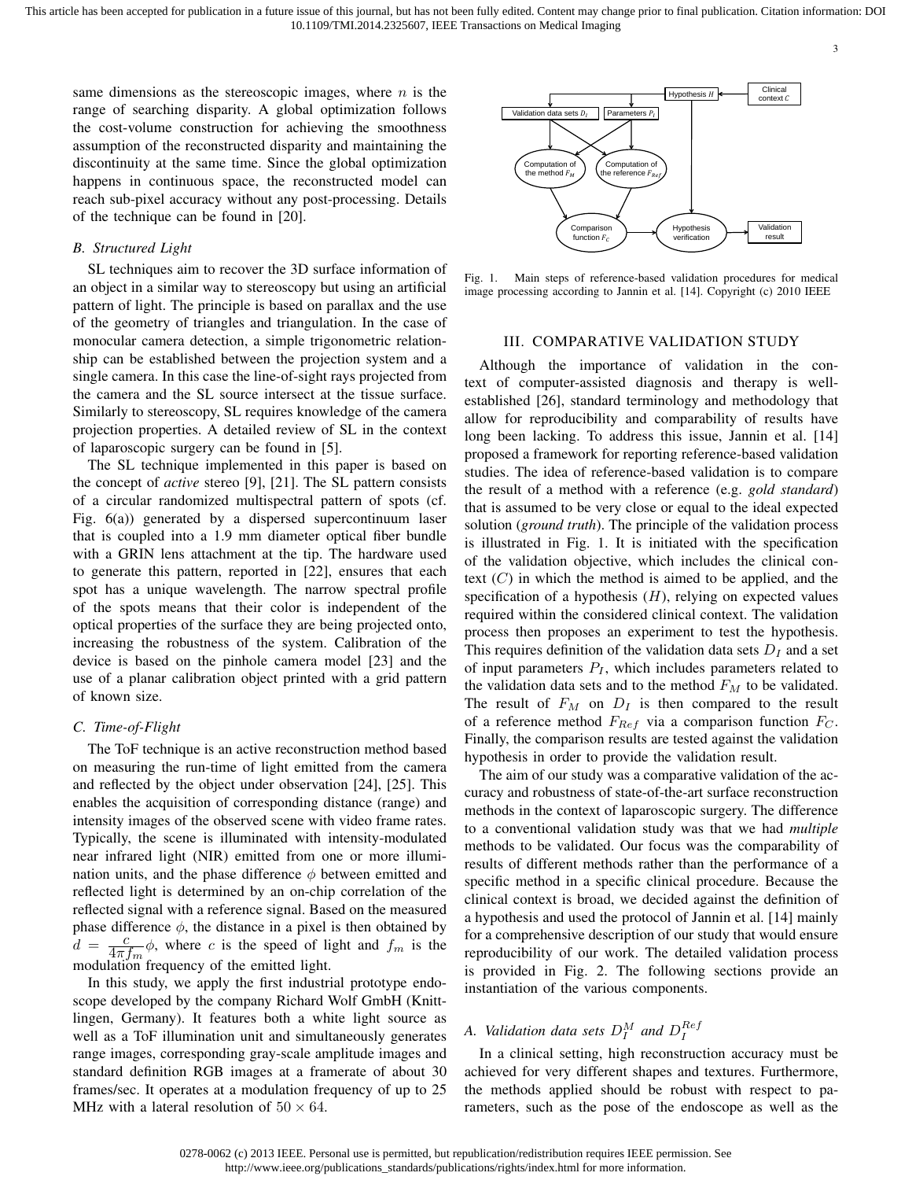same dimensions as the stereoscopic images, where $n$ is the range of searching disparity. A global optimization follows the cost-volume construction for achieving the smoothness assumption of the reconstructed disparity and maintaining the discontinuity at the same time. Since the global optimization happens in continuous space, the reconstructed model can reach sub-pixel accuracy without any post-processing. Details of the technique can be found in [20].

### B. Structured Light

SL techniques aim to recover the 3D surface information of an object in a similar way to stereoscopy but using an artificial pattern of light. The principle is based on parallax and the use of the geometry of triangles and triangulation. In the case of monocular camera detection, a simple trigonometric relationship can be established between the projection system and a single camera. In this case the line-of-sight rays projected from the camera and the SL source intersect at the tissue surface. Similarly to stereoscopy, SL requires knowledge of the camera projection properties. A detailed review of SL in the context of laparoscopic surgery can be found in [5].

The SL technique implemented in this paper is based on the concept of *active* stereo [9], [21]. The SL pattern consists of a circular randomized multispectral pattern of spots (cf. Fig. 6(a)) generated by a dispersed supercontinuum laser that is coupled into a 1.9 mm diameter optical fiber bundle with a GRIN lens attachment at the tip. The hardware used to generate this pattern, reported in [22], ensures that each spot has a unique wavelength. The narrow spectral profile of the spots means that their color is independent of the optical properties of the surface they are being projected onto, increasing the robustness of the system. Calibration of the device is based on the pinhole camera model [23] and the use of a planar calibration object printed with a grid pattern of known size.

### C. Time-of-Flight

The ToF technique is an active reconstruction method based on measuring the run-time of light emitted from the camera and reflected by the object under observation [24], [25]. This enables the acquisition of corresponding distance (range) and intensity images of the observed scene with video frame rates. Typically, the scene is illuminated with intensity-modulated near infrared light (NIR) emitted from one or more illumination units, and the phase difference $\phi$ between emitted and reflected light is determined by an on-chip correlation of the reflected signal with a reference signal. Based on the measured phase difference $\phi$, the distance in a pixel is then obtained by $d = \frac{c}{4\pi f_m}\phi$, where $c$ is the speed of light and $f_m$ is the modulation frequency of the emitted light.

In this study, we apply the first industrial prototype endoscope developed by the company Richard Wolf GmbH (Knittlingen, Germany). It features both a white light source as well as a ToF illumination unit and simultaneously generates range images, corresponding gray-scale amplitude images and standard definition RGB images at a framerate of about 30 frames/sec. It operates at a modulation frequency of up to 25 MHz with a lateral resolution of $50 \times 64$.

Hypothesis $H$ | Clinical context $C$ | Validation data sets $D_I$ | Parameters $P_I$ | Computation of the method $F_M$ | Computation of the reference $F_{Ref}$ | Comparison function $F_C$ | Hypothesis verification | Validation result

Fig. 1. Main steps of reference-based validation procedures for medical image processing according to Jannin et al. [14]. Copyright (c) 2010 IEEE

## III. Comparative Validation Study

Although the importance of validation in the context of computer-assisted diagnosis and therapy is well-established [26], standard terminology and methodology that allow for reproducibility and comparability of results have long been lacking. To address this issue, Jannin et al. [14] proposed a framework for reporting reference-based validation studies. The idea of reference-based validation is to compare the result of a method with a reference (e.g. *gold standard*) that is assumed to be very close or equal to the ideal expected solution (*ground truth*). The principle of the validation process is illustrated in Fig. 1. It is initiated with the specification of the validation objective, which includes the clinical context ($C$) in which the method is aimed to be applied, and the specification of a hypothesis ($H$), relying on expected values required within the considered clinical context. The validation process then proposes an experiment to test the hypothesis. This requires definition of the validation data sets $D_I$ and a set of input parameters $P_I$, which includes parameters related to the validation data sets and to the method $F_M$ to be validated. The result of $F_M$ on $D_I$ is then compared to the result of a reference method $F_{Ref}$ via a comparison function $F_C$. Finally, the comparison results are tested against the validation hypothesis in order to provide the validation result.

The aim of our study was a comparative validation of the accuracy and robustness of state-of-the-art surface reconstruction methods in the context of laparoscopic surgery. The difference to a conventional validation study was that we had *multiple* methods to be validated. Our focus was the comparability of results of different methods rather than the performance of a specific method in a specific clinical procedure. Because the clinical context is broad, we decided against the definition of a hypothesis and used the protocol of Jannin et al. [14] mainly for a comprehensive description of our study that would ensure reproducibility of our work. The detailed validation process is provided in Fig. 2. The following sections provide an instantiation of the various components.

### A. Validation data sets $D_I^M$ and $D_I^{Ref}$

In a clinical setting, high reconstruction accuracy must be achieved for very different shapes and textures. Furthermore, the methods applied should be robust with respect to parameters, such as the pose of the endoscope as well as the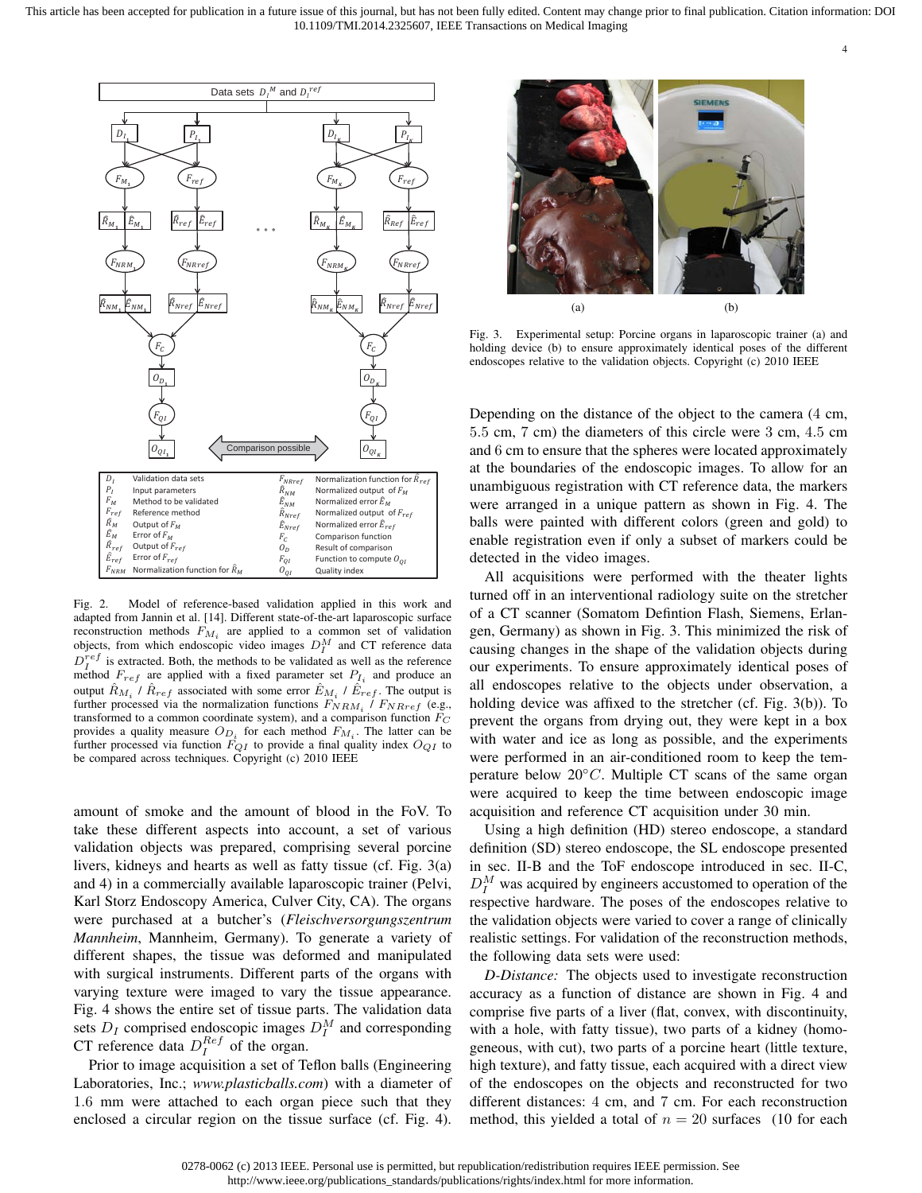Fig. 2. Model of reference-based validation applied in this work and adapted from Jannin et al. [14]. Different state-of-the-art laparoscopic surface reconstruction methods $F_{M_i}$ are applied to a common set of validation objects, from which endoscopic video images $D_I^M$ and CT reference data $D_I^{ref}$ is extracted. Both, the methods to be validated as well as the reference method $F_{ref}$ are applied with a fixed parameter set $P_{I_i}$ and produce an output $\hat{R}_{M_i}$ / $\hat{R}_{ref}$ associated with some error $\hat{E}_{M_i}$ / $\hat{E}_{ref}$. The output is further processed via the normalization functions $F_{NRM_i}$ / $F_{NRref}$ (e.g., transformed to a common coordinate system), and a comparison function $F_C$ provides a quality measure $O_{D_i}$ for each method $F_{M_i}$. The latter can be further processed via function $F_{QI}$ to provide a final quality index $O_{QI}$ to be compared across techniques. Copyright (c) 2010 IEEE

Fig. 3. Experimental setup: Porcine organs in laparoscopic trainer (a) and holding device (b) to ensure approximately identical poses of the different endoscopes relative to the validation objects. Copyright (c) 2010 IEEE

amount of smoke and the amount of blood in the FoV. To take these different aspects into account, a set of various validation objects was prepared, comprising several porcine livers, kidneys and hearts as well as fatty tissue (cf. Fig. 3(a) and 4) in a commercially available laparoscopic trainer (Pelvi, Karl Storz Endoscopy America, Culver City, CA). The organs were purchased at a butcher's (*Fleischversorgungszentrum Mannheim*, Mannheim, Germany). To generate a variety of different shapes, the tissue was deformed and manipulated with surgical instruments. Different parts of the organs with varying texture were imaged to vary the tissue appearance. Fig. 4 shows the entire set of tissue parts. The validation data sets $D_I$ comprised endoscopic images $D_I^M$ and corresponding CT reference data $D_I^{Ref}$ of the organ.

Prior to image acquisition a set of Teflon balls (Engineering Laboratories, Inc.; *www.plasticballs.com*) with a diameter of 1.6 mm were attached to each organ piece such that they enclosed a circular region on the tissue surface (cf. Fig. 4). Depending on the distance of the object to the camera (4 cm, 5.5 cm, 7 cm) the diameters of this circle were 3 cm, 4.5 cm and 6 cm to ensure that the spheres were located approximately at the boundaries of the endoscopic images. To allow for an unambiguous registration with CT reference data, the markers were arranged in a unique pattern as shown in Fig. 4. The balls were painted with different colors (green and gold) to enable registration even if only a subset of markers could be detected in the video images.

All acquisitions were performed with the theater lights turned off in an interventional radiology suite on the stretcher of a CT scanner (Somatom Defintion Flash, Siemens, Erlangen, Germany) as shown in Fig. 3. This minimized the risk of causing changes in the shape of the validation objects during our experiments. To ensure approximately identical poses of all endoscopes relative to the objects under observation, a holding device was affixed to the stretcher (cf. Fig. 3(b)). To prevent the organs from drying out, they were kept in a box with water and ice as long as possible, and the experiments were performed in an air-conditioned room to keep the temperature below 20°$C$. Multiple CT scans of the same organ were acquired to keep the time between endoscopic image acquisition and reference CT acquisition under 30 min.

Using a high definition (HD) stereo endoscope, a standard definition (SD) stereo endoscope, the SL endoscope presented in sec. II-B and the ToF endoscope introduced in sec. II-C, $D_I^M$ was acquired by engineers accustomed to operation of the respective hardware. The poses of the endoscopes relative to the validation objects were varied to cover a range of clinically realistic settings. For validation of the reconstruction methods, the following data sets were used:

*D-Distance:* The objects used to investigate reconstruction accuracy as a function of distance are shown in Fig. 4 and comprise five parts of a liver (flat, convex, with discontinuity, with a hole, with fatty tissue), two parts of a kidney (homogeneous, with cut), two parts of a porcine heart (little texture, high texture), and fatty tissue, each acquired with a direct view of the endoscopes on the objects and reconstructed for two different distances: 4 cm, and 7 cm. For each reconstruction method, this yielded a total of $n = 20$ surfaces (10 for each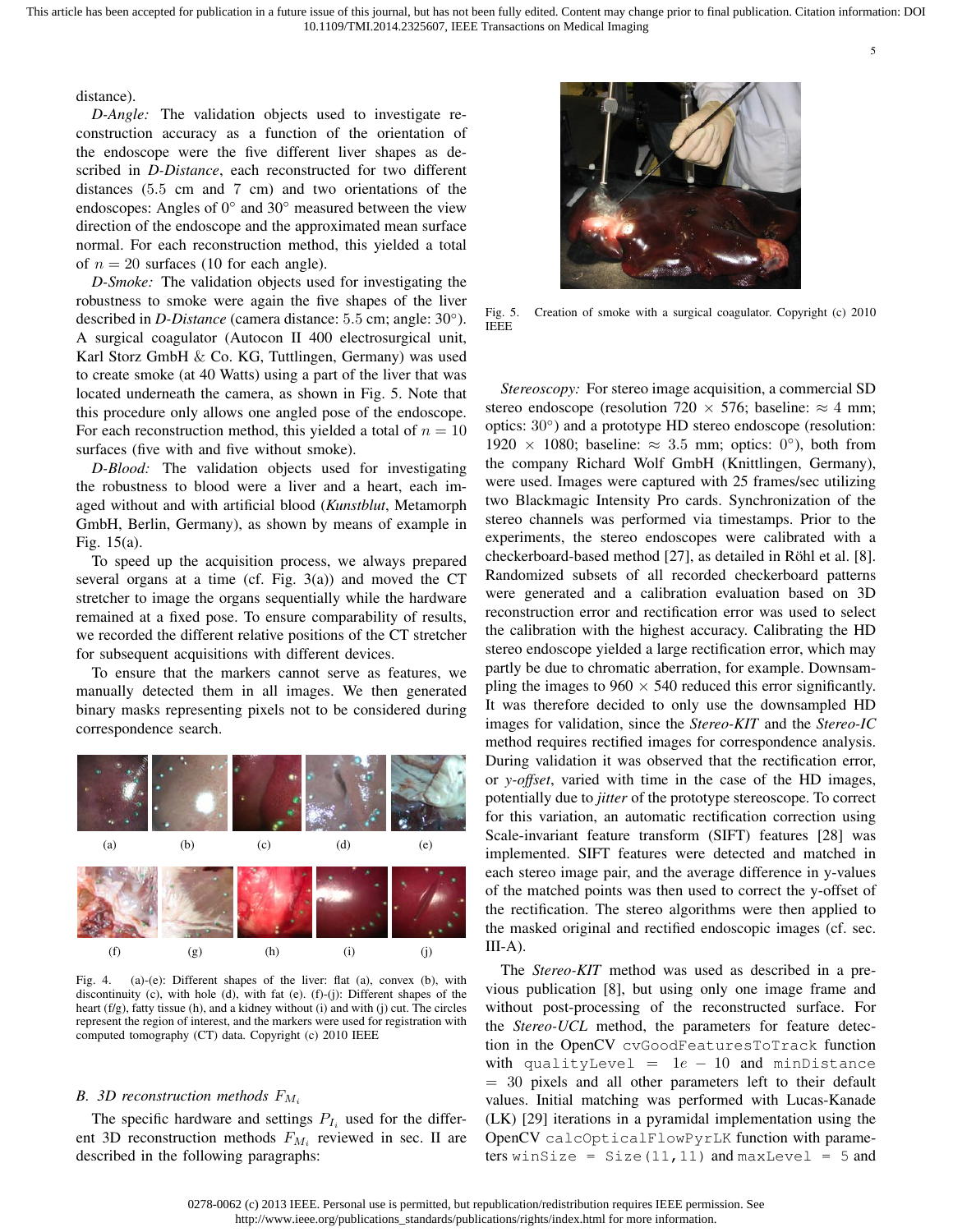distance).

*D-Angle:* The validation objects used to investigate reconstruction accuracy as a function of the orientation of the endoscope were the five different liver shapes as described in *D-Distance*, each reconstructed for two different distances (5.5 cm and 7 cm) and two orientations of the endoscopes: Angles of 0° and 30° measured between the view direction of the endoscope and the approximated mean surface normal. For each reconstruction method, this yielded a total of $n = 20$ surfaces (10 for each angle).

*D-Smoke:* The validation objects used for investigating the robustness to smoke were again the five shapes of the liver described in *D-Distance* (camera distance: 5.5 cm; angle: 30°). A surgical coagulator (Autocon II 400 electrosurgical unit, Karl Storz GmbH & Co. KG, Tuttlingen, Germany) was used to create smoke (at 40 Watts) using a part of the liver that was located underneath the camera, as shown in Fig. 5. Note that this procedure only allows one angled pose of the endoscope. For each reconstruction method, this yielded a total of $n = 10$ surfaces (five with and five without smoke).

*D-Blood:* The validation objects used for investigating the robustness to blood were a liver and a heart, each imaged without and with artificial blood (*Kunstblut*, Metamorph GmbH, Berlin, Germany), as shown by means of example in Fig. 15(a).

To speed up the acquisition process, we always prepared several organs at a time (cf. Fig. 3(a)) and moved the CT stretcher to image the organs sequentially while the hardware remained at a fixed pose. To ensure comparability of results, we recorded the different relative positions of the CT stretcher for subsequent acquisitions with different devices.

To ensure that the markers cannot serve as features, we manually detected them in all images. We then generated binary masks representing pixels not to be considered during correspondence search.

Fig. 4. (a)-(e): Different shapes of the liver: flat (a), convex (b), with discontinuity (c), with hole (d), with fat (e). (f)-(j): Different shapes of the heart (f/g), fatty tissue (h), and a kidney without (i) and with (j) cut. The circles represent the region of interest, and the markers were used for registration with computed tomography (CT) data. Copyright (c) 2010 IEEE

### B. 3D reconstruction methods $F_{M_i}$

The specific hardware and settings $P_{I_i}$ used for the different 3D reconstruction methods $F_{M_i}$ reviewed in sec. II are described in the following paragraphs:

Fig. 5. Creation of smoke with a surgical coagulator. Copyright (c) 2010 IEEE

*Stereoscopy:* For stereo image acquisition, a commercial SD stereo endoscope (resolution 720 × 576; baseline: ≈ 4 mm; optics: 30°) and a prototype HD stereo endoscope (resolution: 1920 × 1080; baseline: ≈ 3.5 mm; optics: 0°), both from the company Richard Wolf GmbH (Knittlingen, Germany), were used. Images were captured with 25 frames/sec utilizing two Blackmagic Intensity Pro cards. Synchronization of the stereo channels was performed via timestamps. Prior to the experiments, the stereo endoscopes were calibrated with a checkerboard-based method [27], as detailed in Röhl et al. [8]. Randomized subsets of all recorded checkerboard patterns were generated and a calibration evaluation based on 3D reconstruction error and rectification error was used to select the calibration with the highest accuracy. Calibrating the HD stereo endoscope yielded a large rectification error, which may partly be due to chromatic aberration, for example. Downsampling the images to 960 × 540 reduced this error significantly. It was therefore decided to only use the downsampled HD images for validation, since the *Stereo-KIT* and the *Stereo-IC* method requires rectified images for correspondence analysis. During validation it was observed that the rectification error, or *y-offset*, varied with time in the case of the HD images, potentially due to *jitter* of the prototype stereoscope. To correct for this variation, an automatic rectification correction using Scale-invariant feature transform (SIFT) features [28] was implemented. SIFT features were detected and matched in each stereo image pair, and the average difference in y-values of the matched points was then used to correct the y-offset of the rectification. The stereo algorithms were then applied to the masked original and rectified endoscopic images (cf. sec. III-A).

The *Stereo-KIT* method was used as described in a previous publication [8], but using only one image frame and without post-processing of the reconstructed surface. For the *Stereo-UCL* method, the parameters for feature detection in the OpenCV `cvGoodFeaturesToTrack` function with `qualityLevel` $= 1e - 10$ and `minDistance` $= 30$ pixels and all other parameters left to their default values. Initial matching was performed with Lucas-Kanade (LK) [29] iterations in a pyramidal implementation using the OpenCV `calcOpticalFlowPyrLK` function with parameters `winSize = Size(11,11)` and `maxLevel = 5` and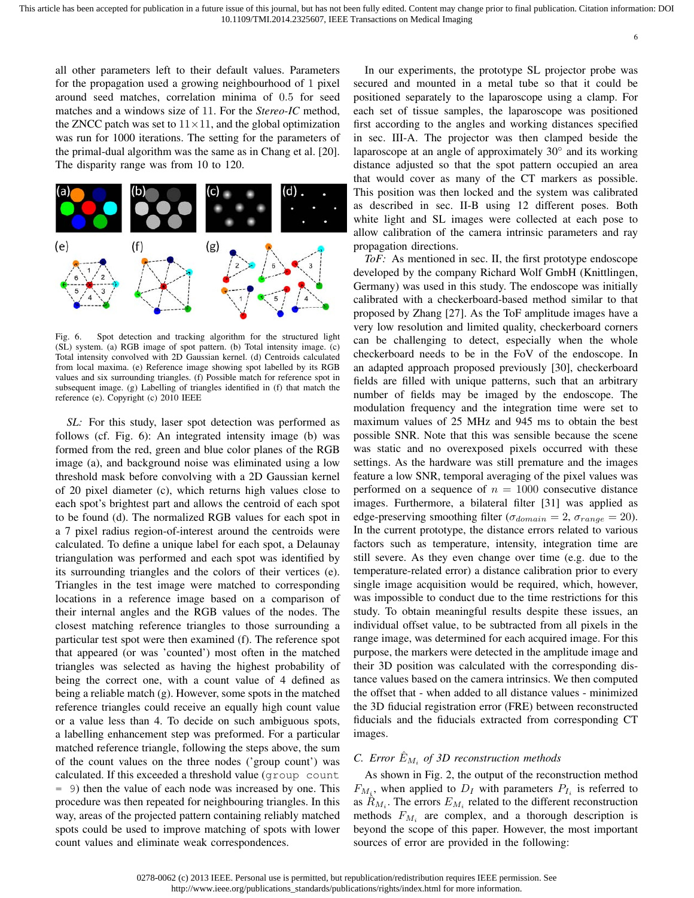all other parameters left to their default values. Parameters for the propagation used a growing neighbourhood of 1 pixel around seed matches, correlation minima of 0.5 for seed matches and a windows size of 11. For the *Stereo-IC* method, the ZNCC patch was set to $11 \times 11$, and the global optimization was run for 1000 iterations. The setting for the parameters of the primal-dual algorithm was the same as in Chang et al. [20]. The disparity range was from 10 to 120.

Fig. 6. Spot detection and tracking algorithm for the structured light (SL) system. (a) RGB image of spot pattern. (b) Total intensity image. (c) Total intensity convolved with 2D Gaussian kernel. (d) Centroids calculated from local maxima. (e) Reference image showing spot labelled by its RGB values and six surrounding triangles. (f) Possible match for reference spot in subsequent image. (g) Labelling of triangles identified in (f) that match the reference (e). Copyright (c) 2010 IEEE

*SL:* For this study, laser spot detection was performed as follows (cf. Fig. 6): An integrated intensity image (b) was formed from the red, green and blue color planes of the RGB image (a), and background noise was eliminated using a low threshold mask before convolving with a 2D Gaussian kernel of 20 pixel diameter (c), which returns high values close to each spot's brightest part and allows the centroid of each spot to be found (d). The normalized RGB values for each spot in a 7 pixel radius region-of-interest around the centroids were calculated. To define a unique label for each spot, a Delaunay triangulation was performed and each spot was identified by its surrounding triangles and the colors of their vertices (e). Triangles in the test image were matched to corresponding locations in a reference image based on a comparison of their internal angles and the RGB values of the nodes. The closest matching reference triangles to those surrounding a particular test spot were then examined (f). The reference spot that appeared (or was 'counted') most often in the matched triangles was selected as having the highest probability of being the correct one, with a count value of 4 defined as being a reliable match (g). However, some spots in the matched reference triangles could receive an equally high count value or a value less than 4. To decide on such ambiguous spots, a labelling enhancement step was preformed. For a particular matched reference triangle, following the steps above, the sum of the count values on the three nodes ('group count') was calculated. If this exceeded a threshold value (`group count = 9`) then the value of each node was increased by one. This procedure was then repeated for neighbouring triangles. In this way, areas of the projected pattern containing reliably matched spots could be used to improve matching of spots with lower count values and eliminate weak correspondences.

In our experiments, the prototype SL projector probe was secured and mounted in a metal tube so that it could be positioned separately to the laparoscope using a clamp. For each set of tissue samples, the laparoscope was positioned first according to the angles and working distances specified in sec. III-A. The projector was then clamped beside the laparoscope at an angle of approximately 30° and its working distance adjusted so that the spot pattern occupied an area that would cover as many of the CT markers as possible. This position was then locked and the system was calibrated as described in sec. II-B using 12 different poses. Both white light and SL images were collected at each pose to allow calibration of the camera intrinsic parameters and ray propagation directions.

*ToF:* As mentioned in sec. II, the first prototype endoscope developed by the company Richard Wolf GmbH (Knittlingen, Germany) was used in this study. The endoscope was initially calibrated with a checkerboard-based method similar to that proposed by Zhang [27]. As the ToF amplitude images have a very low resolution and limited quality, checkerboard corners can be challenging to detect, especially when the whole checkerboard needs to be in the FoV of the endoscope. In an adapted approach proposed previously [30], checkerboard fields are filled with unique patterns, such that an arbitrary number of fields may be imaged by the endoscope. The modulation frequency and the integration time were set to maximum values of 25 MHz and 945 ms to obtain the best possible SNR. Note that this was sensible because the scene was static and no overexposed pixels occurred with these settings. As the hardware was still premature and the images feature a low SNR, temporal averaging of the pixel values was performed on a sequence of $n = 1000$ consecutive distance images. Furthermore, a bilateral filter [31] was applied as edge-preserving smoothing filter ($\sigma_{domain} = 2$, $\sigma_{range} = 20$). In the current prototype, the distance errors related to various factors such as temperature, intensity, integration time are still severe. As they even change over time (e.g. due to the temperature-related error) a distance calibration prior to every single image acquisition would be required, which, however, was impossible to conduct due to the time restrictions for this study. To obtain meaningful results despite these issues, an individual offset value, to be subtracted from all pixels in the range image, was determined for each acquired image. For this purpose, the markers were detected in the amplitude image and their 3D position was calculated with the corresponding distance values based on the camera intrinsics. We then computed the offset that - when added to all distance values - minimized the 3D fiducial registration error (FRE) between reconstructed fiducials and the fiducials extracted from corresponding CT images.

### C. Error $\hat{E}_{M_i}$ of 3D reconstruction methods

As shown in Fig. 2, the output of the reconstruction method $F_{M_i}$, when applied to $D_I$ with parameters $P_{I_i}$ is referred to as $\hat{R}_{M_i}$. The errors $E_{M_i}$ related to the different reconstruction methods $F_{M_i}$ are complex, and a thorough description is beyond the scope of this paper. However, the most important sources of error are provided in the following: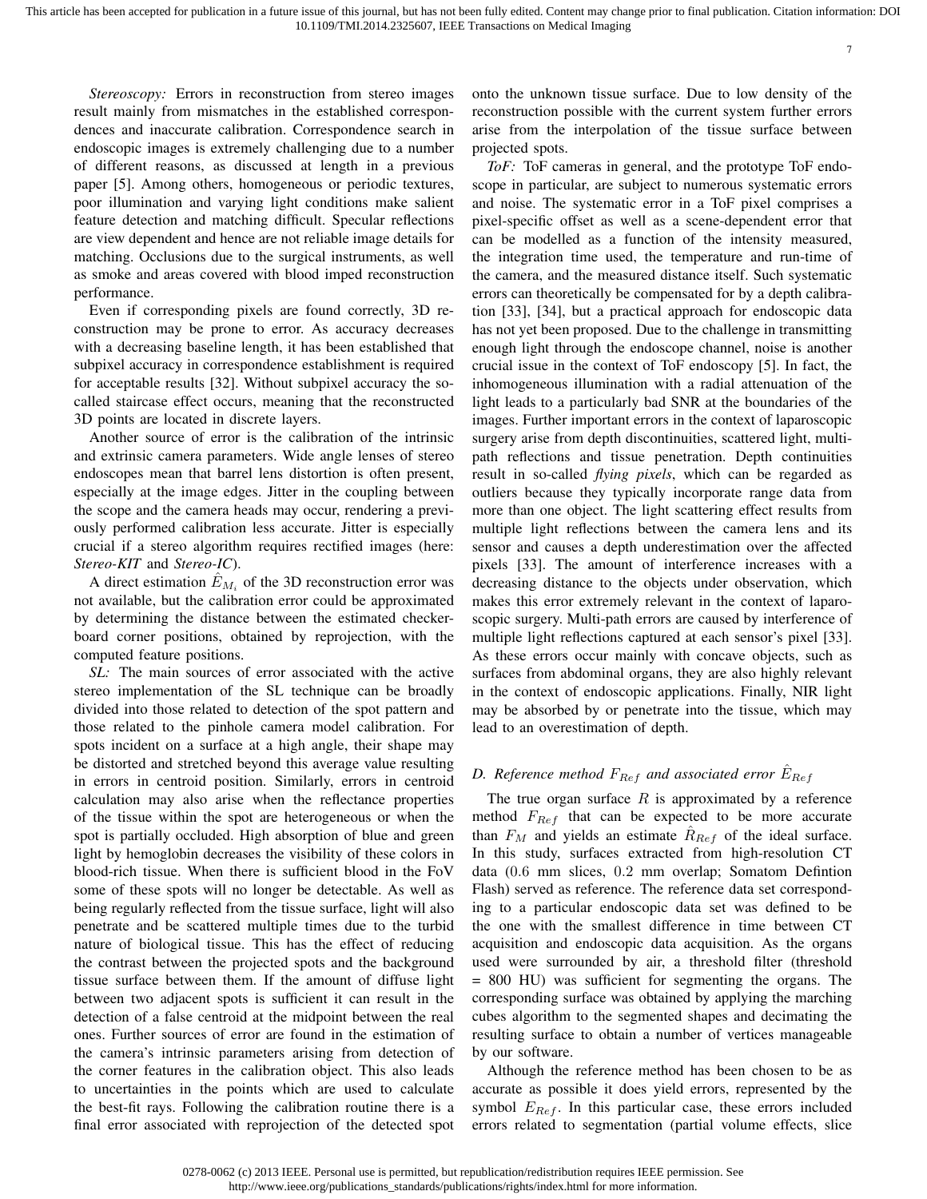*Stereoscopy:* Errors in reconstruction from stereo images result mainly from mismatches in the established correspondences and inaccurate calibration. Correspondence search in endoscopic images is extremely challenging due to a number of different reasons, as discussed at length in a previous paper [5]. Among others, homogeneous or periodic textures, poor illumination and varying light conditions make salient feature detection and matching difficult. Specular reflections are view dependent and hence are not reliable image details for matching. Occlusions due to the surgical instruments, as well as smoke and areas covered with blood imped reconstruction performance.

Even if corresponding pixels are found correctly, 3D reconstruction may be prone to error. As accuracy decreases with a decreasing baseline length, it has been established that subpixel accuracy in correspondence establishment is required for acceptable results [32]. Without subpixel accuracy the so-called staircase effect occurs, meaning that the reconstructed 3D points are located in discrete layers.

Another source of error is the calibration of the intrinsic and extrinsic camera parameters. Wide angle lenses of stereo endoscopes mean that barrel lens distortion is often present, especially at the image edges. Jitter in the coupling between the scope and the camera heads may occur, rendering a previously performed calibration less accurate. Jitter is especially crucial if a stereo algorithm requires rectified images (here: *Stereo-KIT* and *Stereo-IC*).

A direct estimation $\hat{E}_{M_i}$ of the 3D reconstruction error was not available, but the calibration error could be approximated by determining the distance between the estimated checkerboard corner positions, obtained by reprojection, with the computed feature positions.

*SL:* The main sources of error associated with the active stereo implementation of the SL technique can be broadly divided into those related to detection of the spot pattern and those related to the pinhole camera model calibration. For spots incident on a surface at a high angle, their shape may be distorted and stretched beyond this average value resulting in errors in centroid position. Similarly, errors in centroid calculation may also arise when the reflectance properties of the tissue within the spot are heterogeneous or when the spot is partially occluded. High absorption of blue and green light by hemoglobin decreases the visibility of these colors in blood-rich tissue. When there is sufficient blood in the FoV some of these spots will no longer be detectable. As well as being regularly reflected from the tissue surface, light will also penetrate and be scattered multiple times due to the turbid nature of biological tissue. This has the effect of reducing the contrast between the projected spots and the background tissue surface between them. If the amount of diffuse light between two adjacent spots is sufficient it can result in the detection of a false centroid at the midpoint between the real ones. Further sources of error are found in the estimation of the camera's intrinsic parameters arising from detection of the corner features in the calibration object. This also leads to uncertainties in the points which are used to calculate the best-fit rays. Following the calibration routine there is a final error associated with reprojection of the detected spot onto the unknown tissue surface. Due to low density of the reconstruction possible with the current system further errors arise from the interpolation of the tissue surface between projected spots.

*ToF:* ToF cameras in general, and the prototype ToF endoscope in particular, are subject to numerous systematic errors and noise. The systematic error in a ToF pixel comprises a pixel-specific offset as well as a scene-dependent error that can be modelled as a function of the intensity measured, the integration time used, the temperature and run-time of the camera, and the measured distance itself. Such systematic errors can theoretically be compensated for by a depth calibration [33], [34], but a practical approach for endoscopic data has not yet been proposed. Due to the challenge in transmitting enough light through the endoscope channel, noise is another crucial issue in the context of ToF endoscopy [5]. In fact, the inhomogeneous illumination with a radial attenuation of the light leads to a particularly bad SNR at the boundaries of the images. Further important errors in the context of laparoscopic surgery arise from depth discontinuities, scattered light, multipath reflections and tissue penetration. Depth continuities result in so-called *flying pixels*, which can be regarded as outliers because they typically incorporate range data from more than one object. The light scattering effect results from multiple light reflections between the camera lens and its sensor and causes a depth underestimation over the affected pixels [33]. The amount of interference increases with a decreasing distance to the objects under observation, which makes this error extremely relevant in the context of laparoscopic surgery. Multi-path errors are caused by interference of multiple light reflections captured at each sensor's pixel [33]. As these errors occur mainly with concave objects, such as surfaces from abdominal organs, they are also highly relevant in the context of endoscopic applications. Finally, NIR light may be absorbed by or penetrate into the tissue, which may lead to an overestimation of depth.

### D. Reference method $F_{Ref}$ and associated error $\hat{E}_{Ref}$

The true organ surface $R$ is approximated by a reference method $F_{Ref}$ that can be expected to be more accurate than $F_M$ and yields an estimate $\hat{R}_{Ref}$ of the ideal surface. In this study, surfaces extracted from high-resolution CT data (0.6 mm slices, 0.2 mm overlap; Somatom Defintion Flash) served as reference. The reference data set corresponding to a particular endoscopic data set was defined to be the one with the smallest difference in time between CT acquisition and endoscopic data acquisition. As the organs used were surrounded by air, a threshold filter (threshold = 800 HU) was sufficient for segmenting the organs. The corresponding surface was obtained by applying the marching cubes algorithm to the segmented shapes and decimating the resulting surface to obtain a number of vertices manageable by our software.

Although the reference method has been chosen to be as accurate as possible it does yield errors, represented by the symbol $E_{Ref}$. In this particular case, these errors included errors related to segmentation (partial volume effects, slice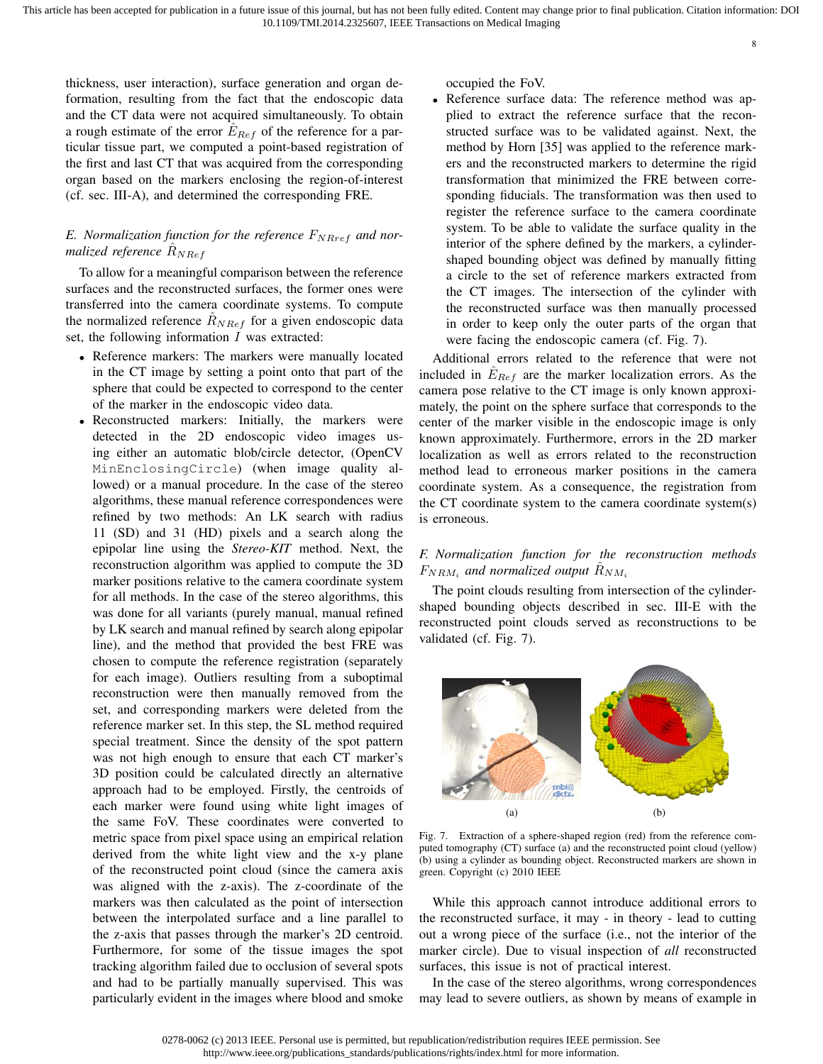thickness, user interaction), surface generation and organ deformation, resulting from the fact that the endoscopic data and the CT data were not acquired simultaneously. To obtain a rough estimate of the error $\hat{E}_{Ref}$ of the reference for a particular tissue part, we computed a point-based registration of the first and last CT that was acquired from the corresponding organ based on the markers enclosing the region-of-interest (cf. sec. III-A), and determined the corresponding FRE.

### E. Normalization function for the reference $F_{NRref}$ and normalized reference $\hat{R}_{NRef}$

To allow for a meaningful comparison between the reference surfaces and the reconstructed surfaces, the former ones were transferred into the camera coordinate systems. To compute the normalized reference $\hat{R}_{NRef}$ for a given endoscopic data set, the following information $I$ was extracted:

- Reference markers: The markers were manually located in the CT image by setting a point onto that part of the sphere that could be expected to correspond to the center of the marker in the endoscopic video data.
- Reconstructed markers: Initially, the markers were detected in the 2D endoscopic video images using either an automatic blob/circle detector, (OpenCV `MinEnclosingCircle`) (when image quality allowed) or a manual procedure. In the case of the stereo algorithms, these manual reference correspondences were refined by two methods: An LK search with radius 11 (SD) and 31 (HD) pixels and a search along the epipolar line using the *Stereo-KIT* method. Next, the reconstruction algorithm was applied to compute the 3D marker positions relative to the camera coordinate system for all methods. In the case of the stereo algorithms, this was done for all variants (purely manual, manual refined by LK search and manual refined by search along epipolar line), and the method that provided the best FRE was chosen to compute the reference registration (separately for each image). Outliers resulting from a suboptimal reconstruction were then manually removed from the set, and corresponding markers were deleted from the reference marker set. In this step, the SL method required special treatment. Since the density of the spot pattern was not high enough to ensure that each CT marker's 3D position could be calculated directly an alternative approach had to be employed. Firstly, the centroids of each marker were found using white light images of the same FoV. These coordinates were converted to metric space from pixel space using an empirical relation derived from the white light view and the x-y plane of the reconstructed point cloud (since the camera axis was aligned with the z-axis). The z-coordinate of the markers was then calculated as the point of intersection between the interpolated surface and a line parallel to the z-axis that passes through the marker's 2D centroid. Furthermore, for some of the tissue images the spot tracking algorithm failed due to occlusion of several spots and had to be partially manually supervised. This was particularly evident in the images where blood and smoke occupied the FoV.
- Reference surface data: The reference method was applied to extract the reference surface that the reconstructed surface was to be validated against. Next, the method by Horn [35] was applied to the reference markers and the reconstructed markers to determine the rigid transformation that minimized the FRE between corresponding fiducials. The transformation was then used to register the reference surface to the camera coordinate system. To be able to validate the surface quality in the interior of the sphere defined by the markers, a cylinder-shaped bounding object was defined by manually fitting a circle to the set of reference markers extracted from the CT images. The intersection of the cylinder with the reconstructed surface was then manually processed in order to keep only the outer parts of the organ that were facing the endoscopic camera (cf. Fig. 7).

Additional errors related to the reference that were not included in $\hat{E}_{Ref}$ are the marker localization errors. As the camera pose relative to the CT image is only known approximately, the point on the sphere surface that corresponds to the center of the marker visible in the endoscopic image is only known approximately. Furthermore, errors in the 2D marker localization as well as errors related to the reconstruction method lead to erroneous marker positions in the camera coordinate system. As a consequence, the registration from the CT coordinate system to the camera coordinate system(s) is erroneous.

### F. Normalization function for the reconstruction methods $F_{NRM_i}$ and normalized output $\hat{R}_{NM_i}$

The point clouds resulting from intersection of the cylinder-shaped bounding objects described in sec. III-E with the reconstructed point clouds served as reconstructions to be validated (cf. Fig. 7).

(a) (b)

Fig. 7. Extraction of a sphere-shaped region (red) from the reference computed tomography (CT) surface (a) and the reconstructed point cloud (yellow) (b) using a cylinder as bounding object. Reconstructed markers are shown in green. Copyright (c) 2010 IEEE

While this approach cannot introduce additional errors to the reconstructed surface, it may - in theory - lead to cutting out a wrong piece of the surface (i.e., not the interior of the marker circle). Due to visual inspection of *all* reconstructed surfaces, this issue is not of practical interest.

In the case of the stereo algorithms, wrong correspondences may lead to severe outliers, as shown by means of example in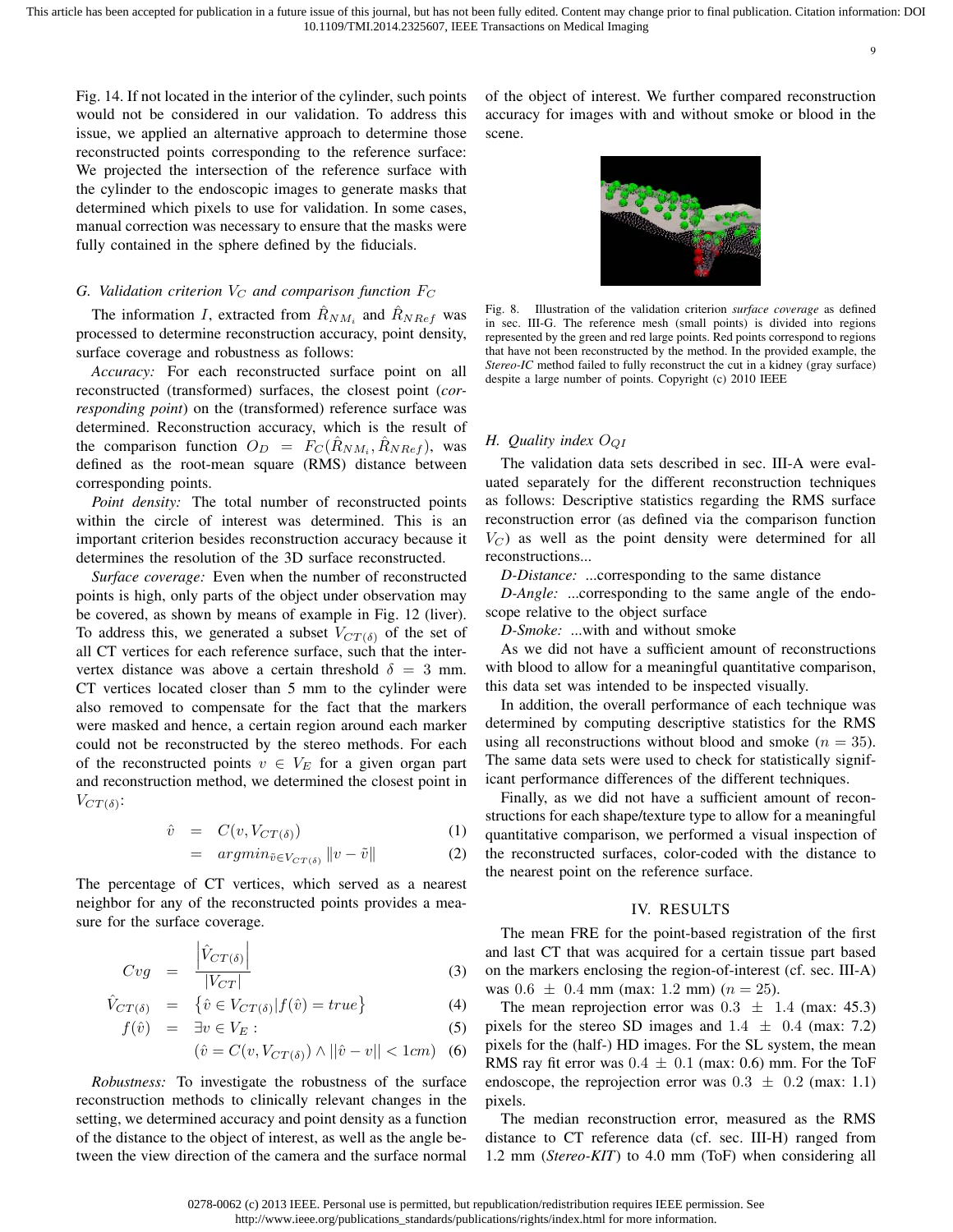Fig. 14. If not located in the interior of the cylinder, such points would not be considered in our validation. To address this issue, we applied an alternative approach to determine those reconstructed points corresponding to the reference surface: We projected the intersection of the reference surface with the cylinder to the endoscopic images to generate masks that determined which pixels to use for validation. In some cases, manual correction was necessary to ensure that the masks were fully contained in the sphere defined by the fiducials.

### G. Validation criterion $V_C$ and comparison function $F_C$

The information $I$, extracted from $\hat{R}_{NM_i}$ and $\hat{R}_{NRef}$ was processed to determine reconstruction accuracy, point density, surface coverage and robustness as follows:

*Accuracy:* For each reconstructed surface point on all reconstructed (transformed) surfaces, the closest point (*corresponding point*) on the (transformed) reference surface was determined. Reconstruction accuracy, which is the result of the comparison function $O_D = F_C(\hat{R}_{NM_i}, \hat{R}_{NRef})$, was defined as the root-mean square (RMS) distance between corresponding points.

*Point density:* The total number of reconstructed points within the circle of interest was determined. This is an important criterion besides reconstruction accuracy because it determines the resolution of the 3D surface reconstructed.

*Surface coverage:* Even when the number of reconstructed points is high, only parts of the object under observation may be covered, as shown by means of example in Fig. 12 (liver). To address this, we generated a subset $V_{CT(\delta)}$ of the set of all CT vertices for each reference surface, such that the inter-vertex distance was above a certain threshold $\delta = 3$ mm. CT vertices located closer than 5 mm to the cylinder were also removed to compensate for the fact that the markers were masked and hence, a certain region around each marker could not be reconstructed by the stereo methods. For each of the reconstructed points $v \in V_E$ for a given organ part and reconstruction method, we determined the closest point in $V_{CT(\delta)}$:

$$\hat{v} = C(v, V_{CT(\delta)}) \quad (1)$$

$$= argmin_{\tilde{v} \in V_{CT(\delta)}} \|v - \tilde{v}\| \quad (2)$$

The percentage of CT vertices, which served as a nearest neighbor for any of the reconstructed points provides a measure for the surface coverage.

$$Cvg = \frac{\left|\hat{V}_{CT(\delta)}\right|}{|V_{CT}|} \quad (3)$$

$$\hat{V}_{CT(\delta)} = \left\{\hat{v} \in V_{CT(\delta)} | f(\hat{v}) = true\right\} \quad (4)$$

$$f(\hat{v}) = \exists v \in V_E : \quad (5)$$

$$(\hat{v} = C(v, V_{CT(\delta)}) \wedge ||\hat{v} - v|| < 1cm) \quad (6)$$

*Robustness:* To investigate the robustness of the surface reconstruction methods to clinically relevant changes in the setting, we determined accuracy and point density as a function of the distance to the object of interest, as well as the angle between the view direction of the camera and the surface normal of the object of interest. We further compared reconstruction accuracy for images with and without smoke or blood in the scene.

Fig. 8. Illustration of the validation criterion *surface coverage* as defined in sec. III-G. The reference mesh (small points) is divided into regions represented by the green and red large points. Red points correspond to regions that have not been reconstructed by the method. In the provided example, the *Stereo-IC* method failed to fully reconstruct the cut in a kidney (gray surface) despite a large number of points. Copyright (c) 2010 IEEE

### H. Quality index $O_{QI}$

The validation data sets described in sec. III-A were evaluated separately for the different reconstruction techniques as follows: Descriptive statistics regarding the RMS surface reconstruction error (as defined via the comparison function $V_C$) as well as the point density were determined for all reconstructions...

*D-Distance:* ...corresponding to the same distance

*D-Angle:* ...corresponding to the same angle of the endoscope relative to the object surface

*D-Smoke:* ...with and without smoke

As we did not have a sufficient amount of reconstructions with blood to allow for a meaningful quantitative comparison, this data set was intended to be inspected visually.

In addition, the overall performance of each technique was determined by computing descriptive statistics for the RMS using all reconstructions without blood and smoke ($n = 35$). The same data sets were used to check for statistically significant performance differences of the different techniques.

Finally, as we did not have a sufficient amount of reconstructions for each shape/texture type to allow for a meaningful quantitative comparison, we performed a visual inspection of the reconstructed surfaces, color-coded with the distance to the nearest point on the reference surface.

## IV. RESULTS

The mean FRE for the point-based registration of the first and last CT that was acquired for a certain tissue part based on the markers enclosing the region-of-interest (cf. sec. III-A) was $0.6 \pm 0.4$ mm (max: 1.2 mm) ($n = 25$).

The mean reprojection error was $0.3 \pm 1.4$ (max: 45.3) pixels for the stereo SD images and $1.4 \pm 0.4$ (max: 7.2) pixels for the (half-) HD images. For the SL system, the mean RMS ray fit error was $0.4 \pm 0.1$ (max: 0.6) mm. For the ToF endoscope, the reprojection error was $0.3 \pm 0.2$ (max: 1.1) pixels.

The median reconstruction error, measured as the RMS distance to CT reference data (cf. sec. III-H) ranged from 1.2 mm (*Stereo-KIT*) to 4.0 mm (ToF) when considering all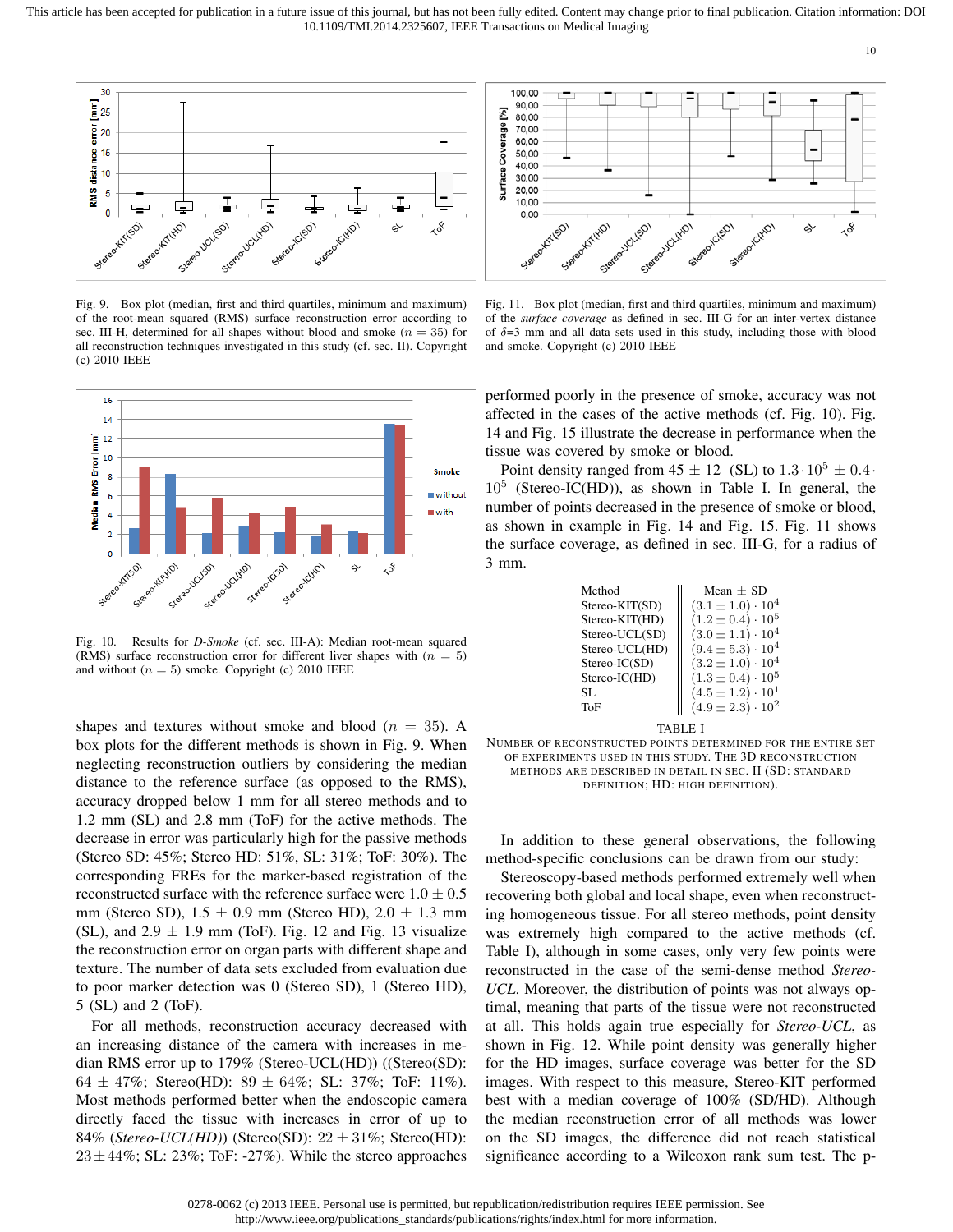Fig. 9. Box plot (median, first and third quartiles, minimum and maximum) of the root-mean squared (RMS) surface reconstruction error according to sec. III-H, determined for all shapes without blood and smoke ($n = 35$) for all reconstruction techniques investigated in this study (cf. sec. II). Copyright (c) 2010 IEEE

Fig. 11. Box plot (median, first and third quartiles, minimum and maximum) of the *surface coverage* as defined in sec. III-G for an inter-vertex distance of $\delta$=3 mm and all data sets used in this study, including those with blood and smoke. Copyright (c) 2010 IEEE

Fig. 10. Results for *D-Smoke* (cf. sec. III-A): Median root-mean squared (RMS) surface reconstruction error for different liver shapes with ($n = 5$) and without ($n = 5$) smoke. Copyright (c) 2010 IEEE

shapes and textures without smoke and blood ($n = 35$). A box plots for the different methods is shown in Fig. 9. When neglecting reconstruction outliers by considering the median distance to the reference surface (as opposed to the RMS), accuracy dropped below 1 mm for all stereo methods and to 1.2 mm (SL) and 2.8 mm (ToF) for the active methods. The decrease in error was particularly high for the passive methods (Stereo SD: 45%; Stereo HD: 51%, SL: 31%; ToF: 30%). The corresponding FREs for the marker-based registration of the reconstructed surface with the reference surface were $1.0 \pm 0.5$ mm (Stereo SD), $1.5 \pm 0.9$ mm (Stereo HD), $2.0 \pm 1.3$ mm (SL), and $2.9 \pm 1.9$ mm (ToF). Fig. 12 and Fig. 13 visualize the reconstruction error on organ parts with different shape and texture. The number of data sets excluded from evaluation due to poor marker detection was 0 (Stereo SD), 1 (Stereo HD), 5 (SL) and 2 (ToF).

For all methods, reconstruction accuracy decreased with an increasing distance of the camera with increases in median RMS error up to 179% (Stereo-UCL(HD)) ((Stereo(SD): $64 \pm 47$%; Stereo(HD): $89 \pm 64$%; SL: 37%; ToF: 11%). Most methods performed better when the endoscopic camera directly faced the tissue with increases in error of up to 84% (*Stereo-UCL(HD)*) (Stereo(SD): $22 \pm 31$%; Stereo(HD): $23 \pm 44$%; SL: 23%; ToF: -27%). While the stereo approaches performed poorly in the presence of smoke, accuracy was not affected in the cases of the active methods (cf. Fig. 10). Fig. 14 and Fig. 15 illustrate the decrease in performance when the tissue was covered by smoke or blood.

Point density ranged from $45 \pm 12$ (SL) to $1.3 \cdot 10^5 \pm 0.4 \cdot 10^5$ (Stereo-IC(HD)), as shown in Table I. In general, the number of points decreased in the presence of smoke or blood, as shown in example in Fig. 14 and Fig. 15. Fig. 11 shows the surface coverage, as defined in sec. III-G, for a radius of 3 mm.

| Method | Mean ± SD |
|---|---|
| Stereo-KIT(SD) | $(3.1 \pm 1.0) \cdot 10^4$ |
| Stereo-KIT(HD) | $(1.2 \pm 0.4) \cdot 10^5$ |
| Stereo-UCL(SD) | $(3.0 \pm 1.1) \cdot 10^4$ |
| Stereo-UCL(HD) | $(9.4 \pm 5.3) \cdot 10^4$ |
| Stereo-IC(SD) | $(3.2 \pm 1.0) \cdot 10^4$ |
| Stereo-IC(HD) | $(1.3 \pm 0.4) \cdot 10^5$ |
| SL | $(4.5 \pm 1.2) \cdot 10^1$ |
| ToF | $(4.9 \pm 2.3) \cdot 10^2$ |

TABLE I
NUMBER OF RECONSTRUCTED POINTS DETERMINED FOR THE ENTIRE SET OF EXPERIMENTS USED IN THIS STUDY. THE 3D RECONSTRUCTION METHODS ARE DESCRIBED IN DETAIL IN SEC. II (SD: STANDARD DEFINITION; HD: HIGH DEFINITION).

In addition to these general observations, the following method-specific conclusions can be drawn from our study:

Stereoscopy-based methods performed extremely well when recovering both global and local shape, even when reconstructing homogeneous tissue. For all stereo methods, point density was extremely high compared to the active methods (cf. Table I), although in some cases, only very few points were reconstructed in the case of the semi-dense method *Stereo-UCL*. Moreover, the distribution of points was not always optimal, meaning that parts of the tissue were not reconstructed at all. This holds again true especially for *Stereo-UCL*, as shown in Fig. 12. While point density was generally higher for the HD images, surface coverage was better for the SD images. With respect to this measure, Stereo-KIT performed best with a median coverage of 100% (SD/HD). Although the median reconstruction error of all methods was lower on the SD images, the difference did not reach statistical significance according to a Wilcoxon rank sum test. The p-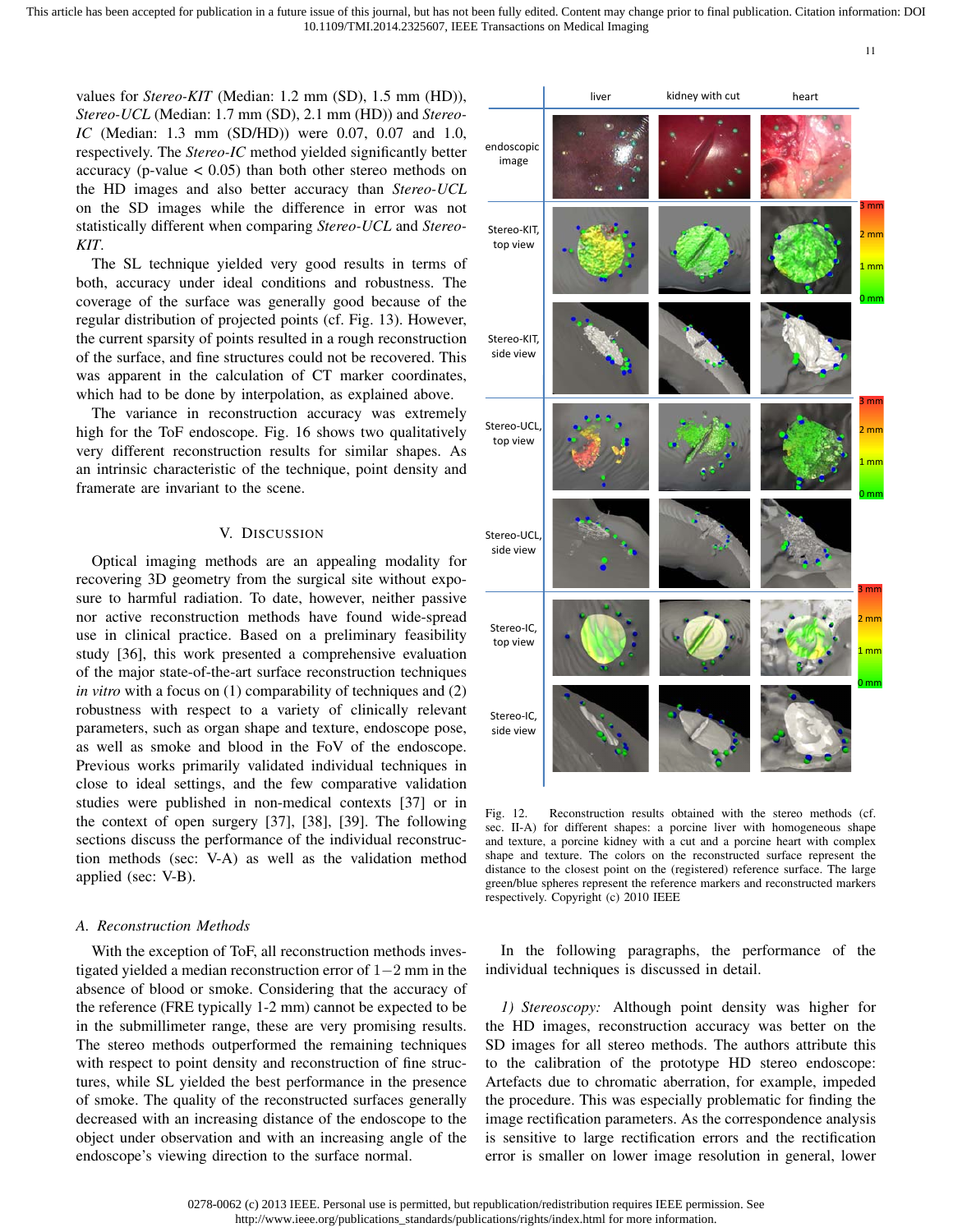values for *Stereo-KIT* (Median: 1.2 mm (SD), 1.5 mm (HD)), *Stereo-UCL* (Median: 1.7 mm (SD), 2.1 mm (HD)) and *Stereo-IC* (Median: 1.3 mm (SD/HD)) were 0.07, 0.07 and 1.0, respectively. The *Stereo-IC* method yielded significantly better accuracy (p-value $< 0.05$) than both other stereo methods on the HD images and also better accuracy than *Stereo-UCL* on the SD images while the difference in error was not statistically different when comparing *Stereo-UCL* and *Stereo-KIT*.

The SL technique yielded very good results in terms of both, accuracy under ideal conditions and robustness. The coverage of the surface was generally good because of the regular distribution of projected points (cf. Fig. 13). However, the current sparsity of points resulted in a rough reconstruction of the surface, and fine structures could not be recovered. This was apparent in the calculation of CT marker coordinates, which had to be done by interpolation, as explained above.

The variance in reconstruction accuracy was extremely high for the ToF endoscope. Fig. 16 shows two qualitatively very different reconstruction results for similar shapes. As an intrinsic characteristic of the technique, point density and framerate are invariant to the scene.

## V. Discussion

Optical imaging methods are an appealing modality for recovering 3D geometry from the surgical site without exposure to harmful radiation. To date, however, neither passive nor active reconstruction methods have found wide-spread use in clinical practice. Based on a preliminary feasibility study [36], this work presented a comprehensive evaluation of the major state-of-the-art surface reconstruction techniques *in vitro* with a focus on (1) comparability of techniques and (2) robustness with respect to a variety of clinically relevant parameters, such as organ shape and texture, endoscope pose, as well as smoke and blood in the FoV of the endoscope. Previous works primarily validated individual techniques in close to ideal settings, and the few comparative validation studies were published in non-medical contexts [37] or in the context of open surgery [37], [38], [39]. The following sections discuss the performance of the individual reconstruction methods (sec: V-A) as well as the validation method applied (sec: V-B).

### A. Reconstruction Methods

With the exception of ToF, all reconstruction methods investigated yielded a median reconstruction error of $1-2$ mm in the absence of blood or smoke. Considering that the accuracy of the reference (FRE typically 1-2 mm) cannot be expected to be in the submillimeter range, these are very promising results. The stereo methods outperformed the remaining techniques with respect to point density and reconstruction of fine structures, while SL yielded the best performance in the presence of smoke. The quality of the reconstructed surfaces generally decreased with an increasing distance of the endoscope to the object under observation and with an increasing angle of the endoscope's viewing direction to the surface normal.

Fig. 12. Reconstruction results obtained with the stereo methods (cf. sec. II-A) for different shapes: a porcine liver with homogeneous shape and texture, a porcine kidney with a cut and a porcine heart with complex shape and texture. The colors on the reconstructed surface represent the distance to the closest point on the (registered) reference surface. The large green/blue spheres represent the reference markers and reconstructed markers respectively. Copyright (c) 2010 IEEE

In the following paragraphs, the performance of the individual techniques is discussed in detail.

*1) Stereoscopy:* Although point density was higher for the HD images, reconstruction accuracy was better on the SD images for all stereo methods. The authors attribute this to the calibration of the prototype HD stereo endoscope: Artefacts due to chromatic aberration, for example, impeded the procedure. This was especially problematic for finding the image rectification parameters. As the correspondence analysis is sensitive to large rectification errors and the rectification error is smaller on lower image resolution in general, lower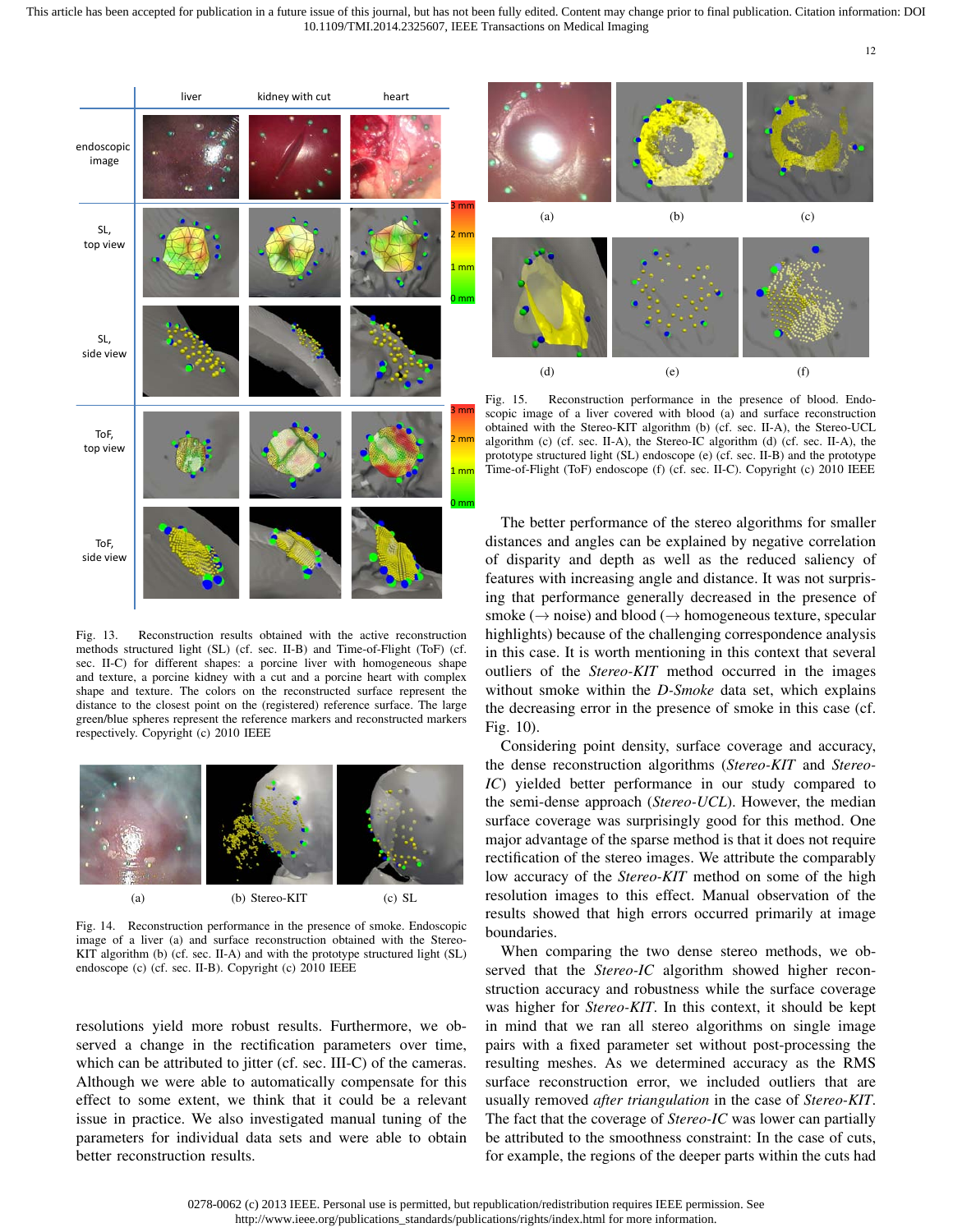Fig. 13. Reconstruction results obtained with the active reconstruction methods structured light (SL) (cf. sec. II-B) and Time-of-Flight (ToF) (cf. sec. II-C) for different shapes: a porcine liver with homogeneous shape and texture, a porcine kidney with a cut and a porcine heart with complex shape and texture. The colors on the reconstructed surface represent the distance to the closest point on the (registered) reference surface. The large green/blue spheres represent the reference markers and reconstructed markers respectively. Copyright (c) 2010 IEEE

Fig. 14. Reconstruction performance in the presence of smoke. Endoscopic image of a liver (a) and surface reconstruction obtained with the Stereo-KIT algorithm (b) (cf. sec. II-A) and with the prototype structured light (SL) endoscope (c) (cf. sec. II-B). Copyright (c) 2010 IEEE

resolutions yield more robust results. Furthermore, we observed a change in the rectification parameters over time, which can be attributed to jitter (cf. sec. III-C) of the cameras. Although we were able to automatically compensate for this effect to some extent, we think that it could be a relevant issue in practice. We also investigated manual tuning of the parameters for individual data sets and were able to obtain better reconstruction results.

Fig. 15. Reconstruction performance in the presence of blood. Endoscopic image of a liver covered with blood (a) and surface reconstruction obtained with the Stereo-KIT algorithm (b) (cf. sec. II-A), the Stereo-UCL algorithm (c) (cf. sec. II-A), the Stereo-IC algorithm (d) (cf. sec. II-A), the prototype structured light (SL) endoscope (e) (cf. sec. II-B) and the prototype Time-of-Flight (ToF) endoscope (f) (cf. sec. II-C). Copyright (c) 2010 IEEE

The better performance of the stereo algorithms for smaller distances and angles can be explained by negative correlation of disparity and depth as well as the reduced saliency of features with increasing angle and distance. It was not surprising that performance generally decreased in the presence of smoke (→ noise) and blood (→ homogeneous texture, specular highlights) because of the challenging correspondence analysis in this case. It is worth mentioning in this context that several outliers of the *Stereo-KIT* method occurred in the images without smoke within the *D-Smoke* data set, which explains the decreasing error in the presence of smoke in this case (cf. Fig. 10).

Considering point density, surface coverage and accuracy, the dense reconstruction algorithms (*Stereo-KIT* and *Stereo-IC*) yielded better performance in our study compared to the semi-dense approach (*Stereo-UCL*). However, the median surface coverage was surprisingly good for this method. One major advantage of the sparse method is that it does not require rectification of the stereo images. We attribute the comparably low accuracy of the *Stereo-KIT* method on some of the high resolution images to this effect. Manual observation of the results showed that high errors occurred primarily at image boundaries.

When comparing the two dense stereo methods, we observed that the *Stereo-IC* algorithm showed higher reconstruction accuracy and robustness while the surface coverage was higher for *Stereo-KIT*. In this context, it should be kept in mind that we ran all stereo algorithms on single image pairs with a fixed parameter set without post-processing the resulting meshes. As we determined accuracy as the RMS surface reconstruction error, we included outliers that are usually removed *after triangulation* in the case of *Stereo-KIT*. The fact that the coverage of *Stereo-IC* was lower can partially be attributed to the smoothness constraint: In the case of cuts, for example, the regions of the deeper parts within the cuts had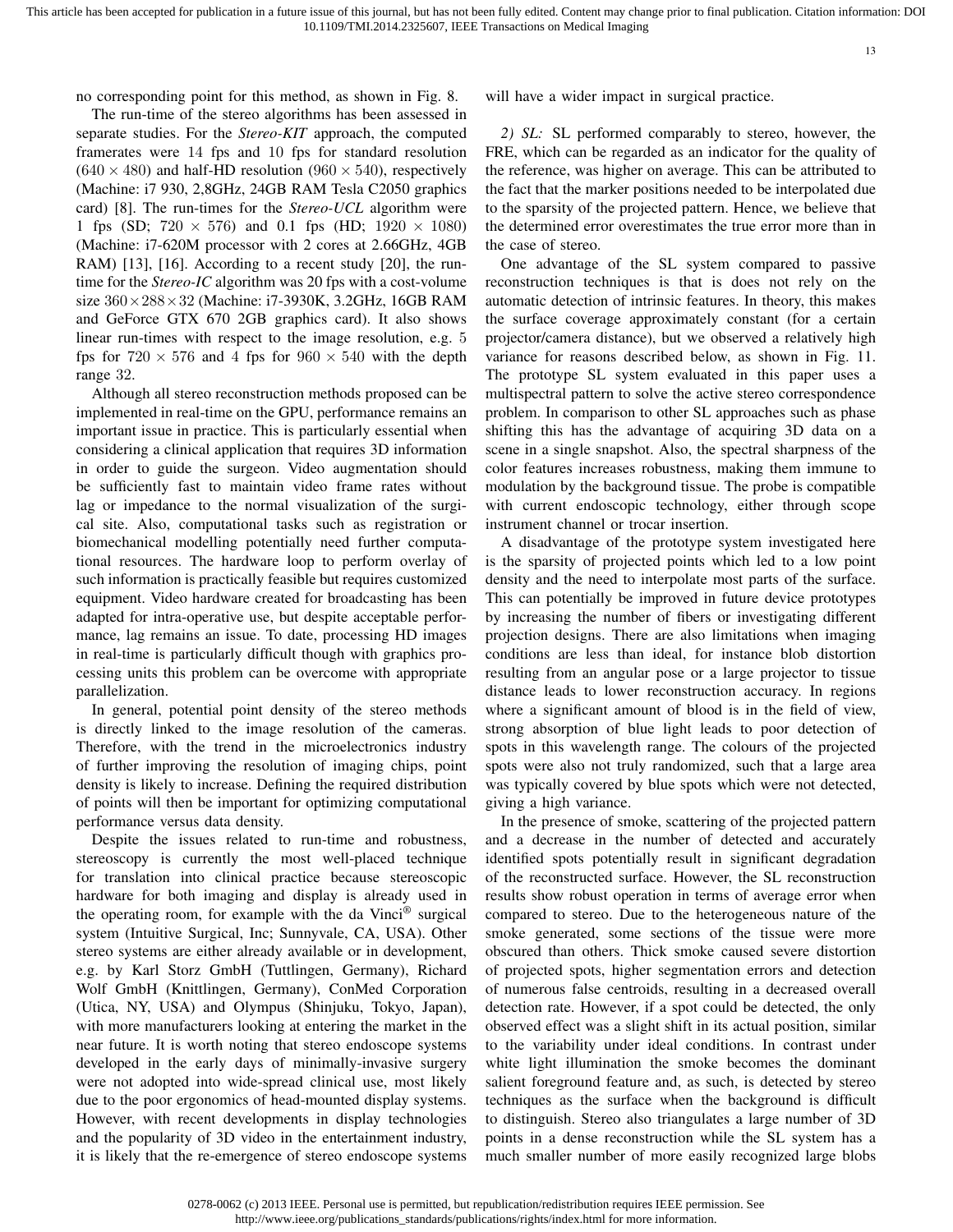no corresponding point for this method, as shown in Fig. 8.

The run-time of the stereo algorithms has been assessed in separate studies. For the *Stereo-KIT* approach, the computed framerates were 14 fps and 10 fps for standard resolution ($640 \times 480$) and half-HD resolution ($960 \times 540$), respectively (Machine: i7 930, 2,8GHz, 24GB RAM Tesla C2050 graphics card) [8]. The run-times for the *Stereo-UCL* algorithm were 1 fps (SD; $720 \times 576$) and 0.1 fps (HD; $1920 \times 1080$) (Machine: i7-620M processor with 2 cores at 2.66GHz, 4GB RAM) [13], [16]. According to a recent study [20], the run-time for the *Stereo-IC* algorithm was 20 fps with a cost-volume size $360 \times 288 \times 32$ (Machine: i7-3930K, 3.2GHz, 16GB RAM and GeForce GTX 670 2GB graphics card). It also shows linear run-times with respect to the image resolution, e.g. 5 fps for $720 \times 576$ and 4 fps for $960 \times 540$ with the depth range 32.

Although all stereo reconstruction methods proposed can be implemented in real-time on the GPU, performance remains an important issue in practice. This is particularly essential when considering a clinical application that requires 3D information in order to guide the surgeon. Video augmentation should be sufficiently fast to maintain video frame rates without lag or impedance to the normal visualization of the surgical site. Also, computational tasks such as registration or biomechanical modelling potentially need further computational resources. The hardware loop to perform overlay of such information is practically feasible but requires customized equipment. Video hardware created for broadcasting has been adapted for intra-operative use, but despite acceptable performance, lag remains an issue. To date, processing HD images in real-time is particularly difficult though with graphics processing units this problem can be overcome with appropriate parallelization.

In general, potential point density of the stereo methods is directly linked to the image resolution of the cameras. Therefore, with the trend in the microelectronics industry of further improving the resolution of imaging chips, point density is likely to increase. Defining the required distribution of points will then be important for optimizing computational performance versus data density.

Despite the issues related to run-time and robustness, stereoscopy is currently the most well-placed technique for translation into clinical practice because stereoscopic hardware for both imaging and display is already used in the operating room, for example with the da Vinci® surgical system (Intuitive Surgical, Inc; Sunnyvale, CA, USA). Other stereo systems are either already available or in development, e.g. by Karl Storz GmbH (Tuttlingen, Germany), Richard Wolf GmbH (Knittlingen, Germany), ConMed Corporation (Utica, NY, USA) and Olympus (Shinjuku, Tokyo, Japan), with more manufacturers looking at entering the market in the near future. It is worth noting that stereo endoscope systems developed in the early days of minimally-invasive surgery were not adopted into wide-spread clinical use, most likely due to the poor ergonomics of head-mounted display systems. However, with recent developments in display technologies and the popularity of 3D video in the entertainment industry, it is likely that the re-emergence of stereo endoscope systems will have a wider impact in surgical practice.

*2) SL:* SL performed comparably to stereo, however, the FRE, which can be regarded as an indicator for the quality of the reference, was higher on average. This can be attributed to the fact that the marker positions needed to be interpolated due to the sparsity of the projected pattern. Hence, we believe that the determined error overestimates the true error more than in the case of stereo.

One advantage of the SL system compared to passive reconstruction techniques is that is does not rely on the automatic detection of intrinsic features. In theory, this makes the surface coverage approximately constant (for a certain projector/camera distance), but we observed a relatively high variance for reasons described below, as shown in Fig. 11. The prototype SL system evaluated in this paper uses a multispectral pattern to solve the active stereo correspondence problem. In comparison to other SL approaches such as phase shifting this has the advantage of acquiring 3D data on a scene in a single snapshot. Also, the spectral sharpness of the color features increases robustness, making them immune to modulation by the background tissue. The probe is compatible with current endoscopic technology, either through scope instrument channel or trocar insertion.

A disadvantage of the prototype system investigated here is the sparsity of projected points which led to a low point density and the need to interpolate most parts of the surface. This can potentially be improved in future device prototypes by increasing the number of fibers or investigating different projection designs. There are also limitations when imaging conditions are less than ideal, for instance blob distortion resulting from an angular pose or a large projector to tissue distance leads to lower reconstruction accuracy. In regions where a significant amount of blood is in the field of view, strong absorption of blue light leads to poor detection of spots in this wavelength range. The colours of the projected spots were also not truly randomized, such that a large area was typically covered by blue spots which were not detected, giving a high variance.

In the presence of smoke, scattering of the projected pattern and a decrease in the number of detected and accurately identified spots potentially result in significant degradation of the reconstructed surface. However, the SL reconstruction results show robust operation in terms of average error when compared to stereo. Due to the heterogeneous nature of the smoke generated, some sections of the tissue were more obscured than others. Thick smoke caused severe distortion of projected spots, higher segmentation errors and detection of numerous false centroids, resulting in a decreased overall detection rate. However, if a spot could be detected, the only observed effect was a slight shift in its actual position, similar to the variability under ideal conditions. In contrast under white light illumination the smoke becomes the dominant salient foreground feature and, as such, is detected by stereo techniques as the surface when the background is difficult to distinguish. Stereo also triangulates a large number of 3D points in a dense reconstruction while the SL system has a much smaller number of more easily recognized large blobs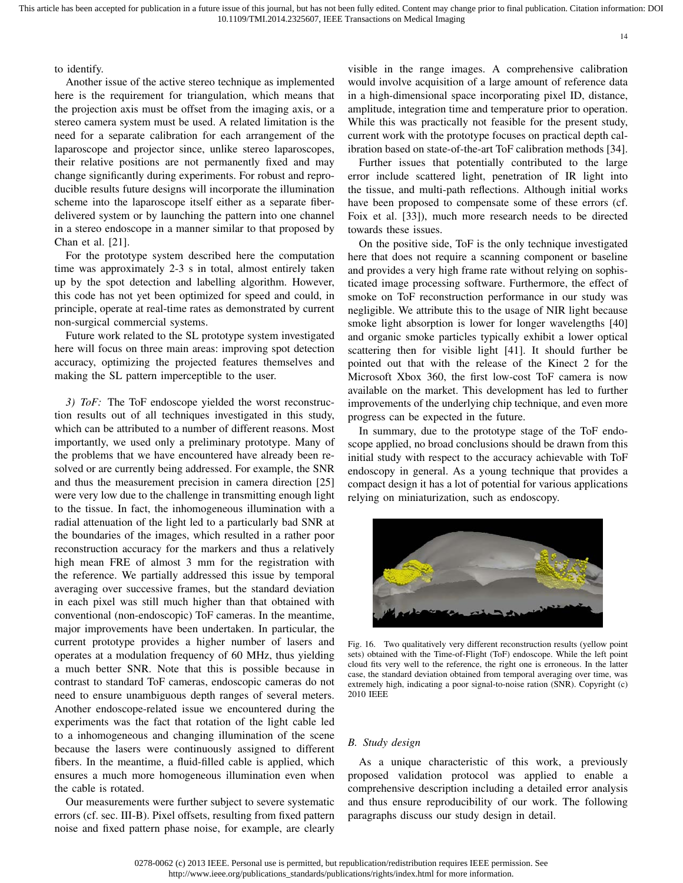to identify.

Another issue of the active stereo technique as implemented here is the requirement for triangulation, which means that the projection axis must be offset from the imaging axis, or a stereo camera system must be used. A related limitation is the need for a separate calibration for each arrangement of the laparoscope and projector since, unlike stereo laparoscopes, their relative positions are not permanently fixed and may change significantly during experiments. For robust and reproducible results future designs will incorporate the illumination scheme into the laparoscope itself either as a separate fiber-delivered system or by launching the pattern into one channel in a stereo endoscope in a manner similar to that proposed by Chan et al. [21].

For the prototype system described here the computation time was approximately 2-3 s in total, almost entirely taken up by the spot detection and labelling algorithm. However, this code has not yet been optimized for speed and could, in principle, operate at real-time rates as demonstrated by current non-surgical commercial systems.

Future work related to the SL prototype system investigated here will focus on three main areas: improving spot detection accuracy, optimizing the projected features themselves and making the SL pattern imperceptible to the user.

*3) ToF:* The ToF endoscope yielded the worst reconstruction results out of all techniques investigated in this study, which can be attributed to a number of different reasons. Most importantly, we used only a preliminary prototype. Many of the problems that we have encountered have already been resolved or are currently being addressed. For example, the SNR and thus the measurement precision in camera direction [25] were very low due to the challenge in transmitting enough light to the tissue. In fact, the inhomogeneous illumination with a radial attenuation of the light led to a particularly bad SNR at the boundaries of the images, which resulted in a rather poor reconstruction accuracy for the markers and thus a relatively high mean FRE of almost 3 mm for the registration with the reference. We partially addressed this issue by temporal averaging over successive frames, but the standard deviation in each pixel was still much higher than that obtained with conventional (non-endoscopic) ToF cameras. In the meantime, major improvements have been undertaken. In particular, the current prototype provides a higher number of lasers and operates at a modulation frequency of 60 MHz, thus yielding a much better SNR. Note that this is possible because in contrast to standard ToF cameras, endoscopic cameras do not need to ensure unambiguous depth ranges of several meters. Another endoscope-related issue we encountered during the experiments was the fact that rotation of the light cable led to a inhomogeneous and changing illumination of the scene because the lasers were continuously assigned to different fibers. In the meantime, a fluid-filled cable is applied, which ensures a much more homogeneous illumination even when the cable is rotated.

Our measurements were further subject to severe systematic errors (cf. sec. III-B). Pixel offsets, resulting from fixed pattern noise and fixed pattern phase noise, for example, are clearly visible in the range images. A comprehensive calibration would involve acquisition of a large amount of reference data in a high-dimensional space incorporating pixel ID, distance, amplitude, integration time and temperature prior to operation. While this was practically not feasible for the present study, current work with the prototype focuses on practical depth calibration based on state-of-the-art ToF calibration methods [34].

Further issues that potentially contributed to the large error include scattered light, penetration of IR light into the tissue, and multi-path reflections. Although initial works have been proposed to compensate some of these errors (cf. Foix et al. [33]), much more research needs to be directed towards these issues.

On the positive side, ToF is the only technique investigated here that does not require a scanning component or baseline and provides a very high frame rate without relying on sophisticated image processing software. Furthermore, the effect of smoke on ToF reconstruction performance in our study was negligible. We attribute this to the usage of NIR light because smoke light absorption is lower for longer wavelengths [40] and organic smoke particles typically exhibit a lower optical scattering then for visible light [41]. It should further be pointed out that with the release of the Kinect 2 for the Microsoft Xbox 360, the first low-cost ToF camera is now available on the market. This development has led to further improvements of the underlying chip technique, and even more progress can be expected in the future.

In summary, due to the prototype stage of the ToF endoscope applied, no broad conclusions should be drawn from this initial study with respect to the accuracy achievable with ToF endoscopy in general. As a young technique that provides a compact design it has a lot of potential for various applications relying on miniaturization, such as endoscopy.

Fig. 16. Two qualitatively very different reconstruction results (yellow point sets) obtained with the Time-of-Flight (ToF) endoscope. While the left point cloud fits very well to the reference, the right one is erroneous. In the latter case, the standard deviation obtained from temporal averaging over time, was extremely high, indicating a poor signal-to-noise ration (SNR). Copyright (c) 2010 IEEE

### B. Study design

As a unique characteristic of this work, a previously proposed validation protocol was applied to enable a comprehensive description including a detailed error analysis and thus ensure reproducibility of our work. The following paragraphs discuss our study design in detail.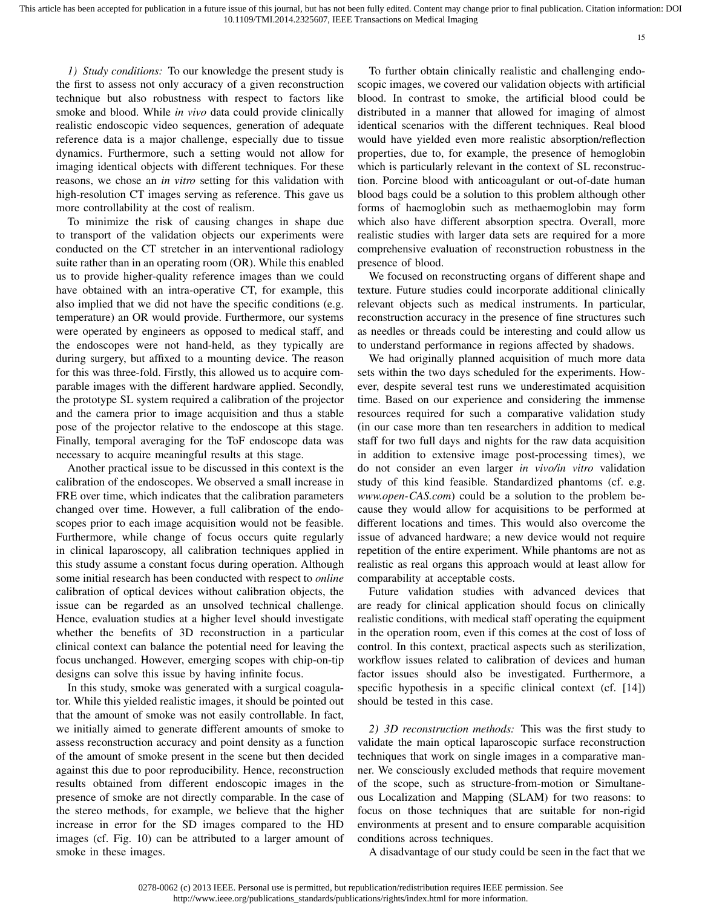*1) Study conditions:* To our knowledge the present study is the first to assess not only accuracy of a given reconstruction technique but also robustness with respect to factors like smoke and blood. While *in vivo* data could provide clinically realistic endoscopic video sequences, generation of adequate reference data is a major challenge, especially due to tissue dynamics. Furthermore, such a setting would not allow for imaging identical objects with different techniques. For these reasons, we chose an *in vitro* setting for this validation with high-resolution CT images serving as reference. This gave us more controllability at the cost of realism.

To minimize the risk of causing changes in shape due to transport of the validation objects our experiments were conducted on the CT stretcher in an interventional radiology suite rather than in an operating room (OR). While this enabled us to provide higher-quality reference images than we could have obtained with an intra-operative CT, for example, this also implied that we did not have the specific conditions (e.g. temperature) an OR would provide. Furthermore, our systems were operated by engineers as opposed to medical staff, and the endoscopes were not hand-held, as they typically are during surgery, but affixed to a mounting device. The reason for this was three-fold. Firstly, this allowed us to acquire comparable images with the different hardware applied. Secondly, the prototype SL system required a calibration of the projector and the camera prior to image acquisition and thus a stable pose of the projector relative to the endoscope at this stage. Finally, temporal averaging for the ToF endoscope data was necessary to acquire meaningful results at this stage.

Another practical issue to be discussed in this context is the calibration of the endoscopes. We observed a small increase in FRE over time, which indicates that the calibration parameters changed over time. However, a full calibration of the endoscopes prior to each image acquisition would not be feasible. Furthermore, while change of focus occurs quite regularly in clinical laparoscopy, all calibration techniques applied in this study assume a constant focus during operation. Although some initial research has been conducted with respect to *online* calibration of optical devices without calibration objects, the issue can be regarded as an unsolved technical challenge. Hence, evaluation studies at a higher level should investigate whether the benefits of 3D reconstruction in a particular clinical context can balance the potential need for leaving the focus unchanged. However, emerging scopes with chip-on-tip designs can solve this issue by having infinite focus.

In this study, smoke was generated with a surgical coagulator. While this yielded realistic images, it should be pointed out that the amount of smoke was not easily controllable. In fact, we initially aimed to generate different amounts of smoke to assess reconstruction accuracy and point density as a function of the amount of smoke present in the scene but then decided against this due to poor reproducibility. Hence, reconstruction results obtained from different endoscopic images in the presence of smoke are not directly comparable. In the case of the stereo methods, for example, we believe that the higher increase in error for the SD images compared to the HD images (cf. Fig. 10) can be attributed to a larger amount of smoke in these images.

To further obtain clinically realistic and challenging endoscopic images, we covered our validation objects with artificial blood. In contrast to smoke, the artificial blood could be distributed in a manner that allowed for imaging of almost identical scenarios with the different techniques. Real blood would have yielded even more realistic absorption/reflection properties, due to, for example, the presence of hemoglobin which is particularly relevant in the context of SL reconstruction. Porcine blood with anticoagulant or out-of-date human blood bags could be a solution to this problem although other forms of haemoglobin such as methaemoglobin may form which also have different absorption spectra. Overall, more realistic studies with larger data sets are required for a more comprehensive evaluation of reconstruction robustness in the presence of blood.

We focused on reconstructing organs of different shape and texture. Future studies could incorporate additional clinically relevant objects such as medical instruments. In particular, reconstruction accuracy in the presence of fine structures such as needles or threads could be interesting and could allow us to understand performance in regions affected by shadows.

We had originally planned acquisition of much more data sets within the two days scheduled for the experiments. However, despite several test runs we underestimated acquisition time. Based on our experience and considering the immense resources required for such a comparative validation study (in our case more than ten researchers in addition to medical staff for two full days and nights for the raw data acquisition in addition to extensive image post-processing times), we do not consider an even larger *in vivo/in vitro* validation study of this kind feasible. Standardized phantoms (cf. e.g. *www.open-CAS.com*) could be a solution to the problem because they would allow for acquisitions to be performed at different locations and times. This would also overcome the issue of advanced hardware; a new device would not require repetition of the entire experiment. While phantoms are not as realistic as real organs this approach would at least allow for comparability at acceptable costs.

Future validation studies with advanced devices that are ready for clinical application should focus on clinically realistic conditions, with medical staff operating the equipment in the operation room, even if this comes at the cost of loss of control. In this context, practical aspects such as sterilization, workflow issues related to calibration of devices and human factor issues should also be investigated. Furthermore, a specific hypothesis in a specific clinical context (cf. [14]) should be tested in this case.

*2) 3D reconstruction methods:* This was the first study to validate the main optical laparoscopic surface reconstruction techniques that work on single images in a comparative manner. We consciously excluded methods that require movement of the scope, such as structure-from-motion or Simultaneous Localization and Mapping (SLAM) for two reasons: to focus on those techniques that are suitable for non-rigid environments at present and to ensure comparable acquisition conditions across techniques.

A disadvantage of our study could be seen in the fact that we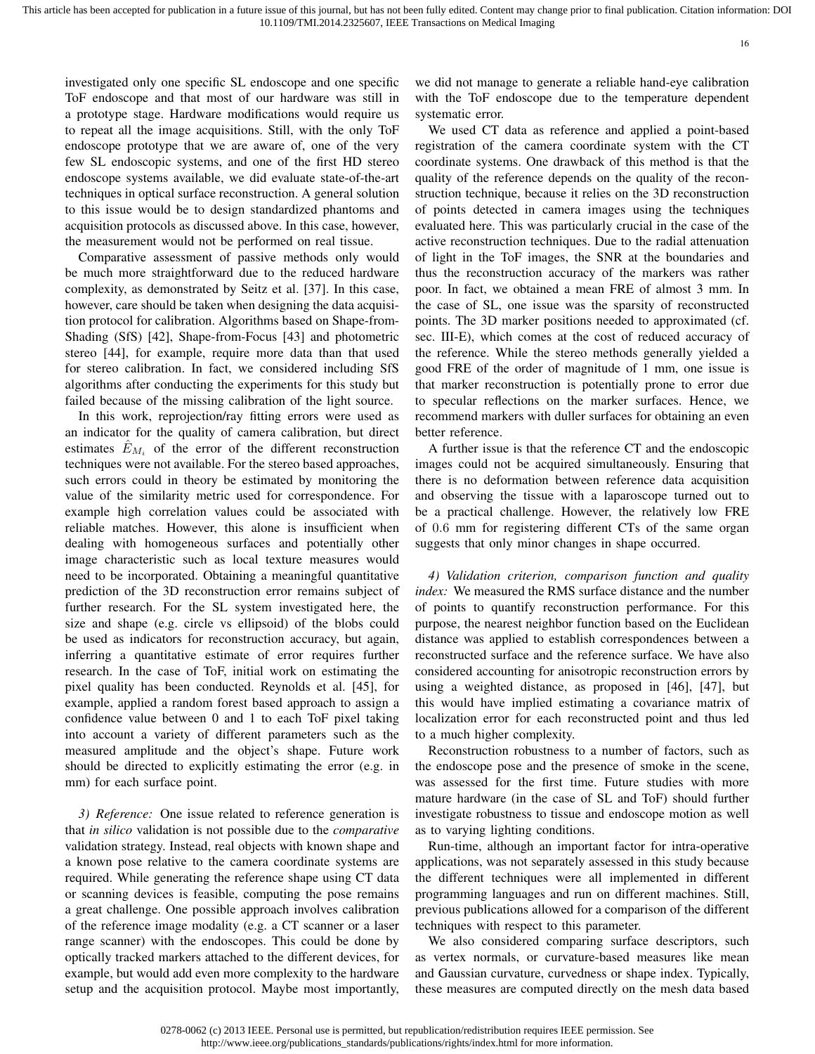investigated only one specific SL endoscope and one specific ToF endoscope and that most of our hardware was still in a prototype stage. Hardware modifications would require us to repeat all the image acquisitions. Still, with the only ToF endoscope prototype that we are aware of, one of the very few SL endoscopic systems, and one of the first HD stereo endoscope systems available, we did evaluate state-of-the-art techniques in optical surface reconstruction. A general solution to this issue would be to design standardized phantoms and acquisition protocols as discussed above. In this case, however, the measurement would not be performed on real tissue.

Comparative assessment of passive methods only would be much more straightforward due to the reduced hardware complexity, as demonstrated by Seitz et al. [37]. In this case, however, care should be taken when designing the data acquisition protocol for calibration. Algorithms based on Shape-from-Shading (SfS) [42], Shape-from-Focus [43] and photometric stereo [44], for example, require more data than that used for stereo calibration. In fact, we considered including SfS algorithms after conducting the experiments for this study but failed because of the missing calibration of the light source.

In this work, reprojection/ray fitting errors were used as an indicator for the quality of camera calibration, but direct estimates $\hat{E}_{M_i}$ of the error of the different reconstruction techniques were not available. For the stereo based approaches, such errors could in theory be estimated by monitoring the value of the similarity metric used for correspondence. For example high correlation values could be associated with reliable matches. However, this alone is insufficient when dealing with homogeneous surfaces and potentially other image characteristic such as local texture measures would need to be incorporated. Obtaining a meaningful quantitative prediction of the 3D reconstruction error remains subject of further research. For the SL system investigated here, the size and shape (e.g. circle vs ellipsoid) of the blobs could be used as indicators for reconstruction accuracy, but again, inferring a quantitative estimate of error requires further research. In the case of ToF, initial work on estimating the pixel quality has been conducted. Reynolds et al. [45], for example, applied a random forest based approach to assign a confidence value between 0 and 1 to each ToF pixel taking into account a variety of different parameters such as the measured amplitude and the object's shape. Future work should be directed to explicitly estimating the error (e.g. in mm) for each surface point.

*3) Reference:* One issue related to reference generation is that *in silico* validation is not possible due to the *comparative* validation strategy. Instead, real objects with known shape and a known pose relative to the camera coordinate systems are required. While generating the reference shape using CT data or scanning devices is feasible, computing the pose remains a great challenge. One possible approach involves calibration of the reference image modality (e.g. a CT scanner or a laser range scanner) with the endoscopes. This could be done by optically tracked markers attached to the different devices, for example, but would add even more complexity to the hardware setup and the acquisition protocol. Maybe most importantly, we did not manage to generate a reliable hand-eye calibration with the ToF endoscope due to the temperature dependent systematic error.

We used CT data as reference and applied a point-based registration of the camera coordinate system with the CT coordinate systems. One drawback of this method is that the quality of the reference depends on the quality of the reconstruction technique, because it relies on the 3D reconstruction of points detected in camera images using the techniques evaluated here. This was particularly crucial in the case of the active reconstruction techniques. Due to the radial attenuation of light in the ToF images, the SNR at the boundaries and thus the reconstruction accuracy of the markers was rather poor. In fact, we obtained a mean FRE of almost 3 mm. In the case of SL, one issue was the sparsity of reconstructed points. The 3D marker positions needed to approximated (cf. sec. III-E), which comes at the cost of reduced accuracy of the reference. While the stereo methods generally yielded a good FRE of the order of magnitude of 1 mm, one issue is that marker reconstruction is potentially prone to error due to specular reflections on the marker surfaces. Hence, we recommend markers with duller surfaces for obtaining an even better reference.

A further issue is that the reference CT and the endoscopic images could not be acquired simultaneously. Ensuring that there is no deformation between reference data acquisition and observing the tissue with a laparoscope turned out to be a practical challenge. However, the relatively low FRE of 0.6 mm for registering different CTs of the same organ suggests that only minor changes in shape occurred.

*4) Validation criterion, comparison function and quality index:* We measured the RMS surface distance and the number of points to quantify reconstruction performance. For this purpose, the nearest neighbor function based on the Euclidean distance was applied to establish correspondences between a reconstructed surface and the reference surface. We have also considered accounting for anisotropic reconstruction errors by using a weighted distance, as proposed in [46], [47], but this would have implied estimating a covariance matrix of localization error for each reconstructed point and thus led to a much higher complexity.

Reconstruction robustness to a number of factors, such as the endoscope pose and the presence of smoke in the scene, was assessed for the first time. Future studies with more mature hardware (in the case of SL and ToF) should further investigate robustness to tissue and endoscope motion as well as to varying lighting conditions.

Run-time, although an important factor for intra-operative applications, was not separately assessed in this study because the different techniques were all implemented in different programming languages and run on different machines. Still, previous publications allowed for a comparison of the different techniques with respect to this parameter.

We also considered comparing surface descriptors, such as vertex normals, or curvature-based measures like mean and Gaussian curvature, curvedness or shape index. Typically, these measures are computed directly on the mesh data based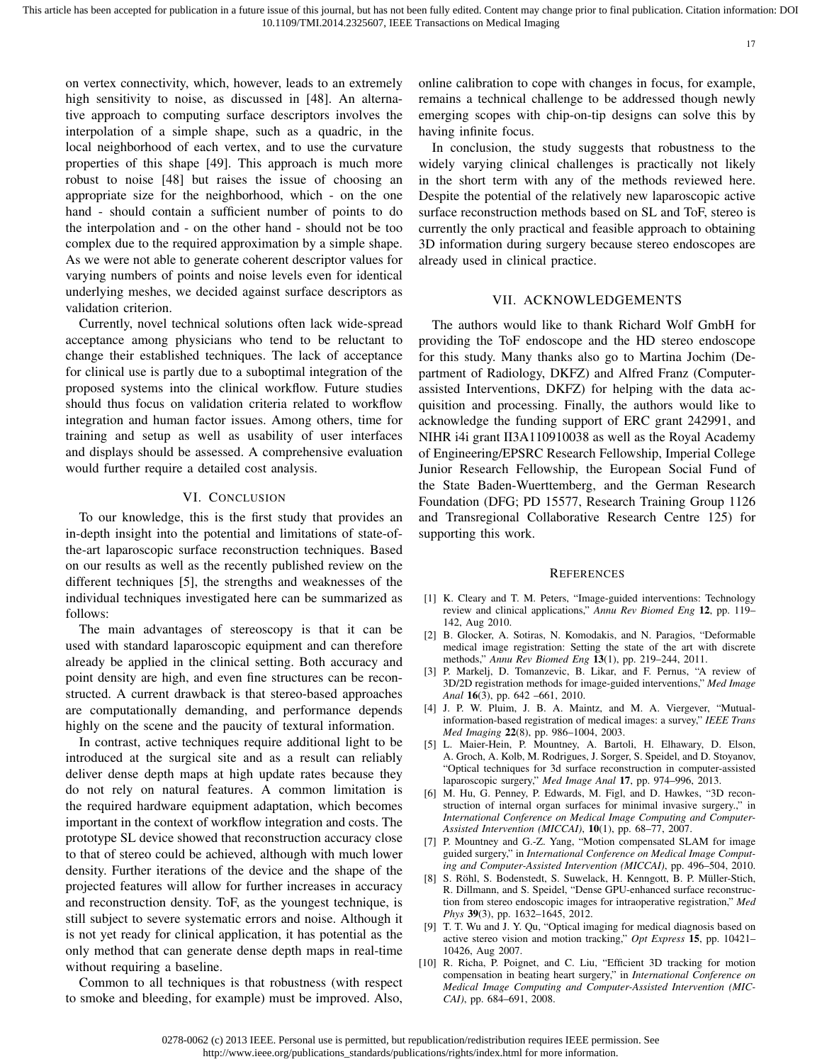on vertex connectivity, which, however, leads to an extremely high sensitivity to noise, as discussed in [48]. An alternative approach to computing surface descriptors involves the interpolation of a simple shape, such as a quadric, in the local neighborhood of each vertex, and to use the curvature properties of this shape [49]. This approach is much more robust to noise [48] but raises the issue of choosing an appropriate size for the neighborhood, which - on the one hand - should contain a sufficient number of points to do the interpolation and - on the other hand - should not be too complex due to the required approximation by a simple shape. As we were not able to generate coherent descriptor values for varying numbers of points and noise levels even for identical underlying meshes, we decided against surface descriptors as validation criterion.

Currently, novel technical solutions often lack wide-spread acceptance among physicians who tend to be reluctant to change their established techniques. The lack of acceptance for clinical use is partly due to a suboptimal integration of the proposed systems into the clinical workflow. Future studies should thus focus on validation criteria related to workflow integration and human factor issues. Among others, time for training and setup as well as usability of user interfaces and displays should be assessed. A comprehensive evaluation would further require a detailed cost analysis.

## VI. Conclusion

To our knowledge, this is the first study that provides an in-depth insight into the potential and limitations of state-of-the-art laparoscopic surface reconstruction techniques. Based on our results as well as the recently published review on the different techniques [5], the strengths and weaknesses of the individual techniques investigated here can be summarized as follows:

The main advantages of stereoscopy is that it can be used with standard laparoscopic equipment and can therefore already be applied in the clinical setting. Both accuracy and point density are high, and even fine structures can be reconstructed. A current drawback is that stereo-based approaches are computationally demanding, and performance depends highly on the scene and the paucity of textural information.

In contrast, active techniques require additional light to be introduced at the surgical site and as a result can reliably deliver dense depth maps at high update rates because they do not rely on natural features. A common limitation is the required hardware equipment adaptation, which becomes important in the context of workflow integration and costs. The prototype SL device showed that reconstruction accuracy close to that of stereo could be achieved, although with much lower density. Further iterations of the device and the shape of the projected features will allow for further increases in accuracy and reconstruction density. ToF, as the youngest technique, is still subject to severe systematic errors and noise. Although it is not yet ready for clinical application, it has potential as the only method that can generate dense depth maps in real-time without requiring a baseline.

Common to all techniques is that robustness (with respect to smoke and bleeding, for example) must be improved. Also, online calibration to cope with changes in focus, for example, remains a technical challenge to be addressed though newly emerging scopes with chip-on-tip designs can solve this by having infinite focus.

In conclusion, the study suggests that robustness to the widely varying clinical challenges is practically not likely in the short term with any of the methods reviewed here. Despite the potential of the relatively new laparoscopic active surface reconstruction methods based on SL and ToF, stereo is currently the only practical and feasible approach to obtaining 3D information during surgery because stereo endoscopes are already used in clinical practice.

## VII. Acknowledgements

The authors would like to thank Richard Wolf GmbH for providing the ToF endoscope and the HD stereo endoscope for this study. Many thanks also go to Martina Jochim (Department of Radiology, DKFZ) and Alfred Franz (Computer-assisted Interventions, DKFZ) for helping with the data acquisition and processing. Finally, the authors would like to acknowledge the funding support of ERC grant 242991, and NIHR i4i grant II3A110910038 as well as the Royal Academy of Engineering/EPSRC Research Fellowship, Imperial College Junior Research Fellowship, the European Social Fund of the State Baden-Wuerttemberg, and the German Research Foundation (DFG; PD 15577, Research Training Group 1126 and Transregional Collaborative Research Centre 125) for supporting this work.

## References

[1] K. Cleary and T. M. Peters, "Image-guided interventions: Technology review and clinical applications," *Annu Rev Biomed Eng* **12**, pp. 119–142, Aug 2010.

[2] B. Glocker, A. Sotiras, N. Komodakis, and N. Paragios, "Deformable medical image registration: Setting the state of the art with discrete methods," *Annu Rev Biomed Eng* **13**(1), pp. 219–244, 2011.

[3] P. Markelj, D. Tomanzevic, B. Likar, and F. Pernus, "A review of 3D/2D registration methods for image-guided interventions," *Med Image Anal* **16**(3), pp. 642 –661, 2010.

[4] J. P. W. Pluim, J. B. A. Maintz, and M. A. Viergever, "Mutual-information-based registration of medical images: a survey," *IEEE Trans Med Imaging* **22**(8), pp. 986–1004, 2003.

[5] L. Maier-Hein, P. Mountney, A. Bartoli, H. Elhawary, D. Elson, A. Groch, A. Kolb, M. Rodrigues, J. Sorger, S. Speidel, and D. Stoyanov, "Optical techniques for 3d surface reconstruction in computer-assisted laparoscopic surgery," *Med Image Anal* **17**, pp. 974–996, 2013.

[6] M. Hu, G. Penney, P. Edwards, M. Figl, and D. Hawkes, "3D reconstruction of internal organ surfaces for minimal invasive surgery.," in *International Conference on Medical Image Computing and Computer-Assisted Intervention (MICCAI)*, **10**(1), pp. 68–77, 2007.

[7] P. Mountney and G.-Z. Yang, "Motion compensated SLAM for image guided surgery," in *International Conference on Medical Image Computing and Computer-Assisted Intervention (MICCAI)*, pp. 496–504, 2010.

[8] S. Röhl, S. Bodenstedt, S. Suwelack, H. Kenngott, B. P. Müller-Stich, R. Dillmann, and S. Speidel, "Dense GPU-enhanced surface reconstruction from stereo endoscopic images for intraoperative registration," *Med Phys* **39**(3), pp. 1632–1645, 2012.

[9] T. T. Wu and J. Y. Qu, "Optical imaging for medical diagnosis based on active stereo vision and motion tracking," *Opt Express* **15**, pp. 10421–10426, Aug 2007.

[10] R. Richa, P. Poignet, and C. Liu, "Efficient 3D tracking for motion compensation in beating heart surgery," in *International Conference on Medical Image Computing and Computer-Assisted Intervention (MICCAI)*, pp. 684–691, 2008.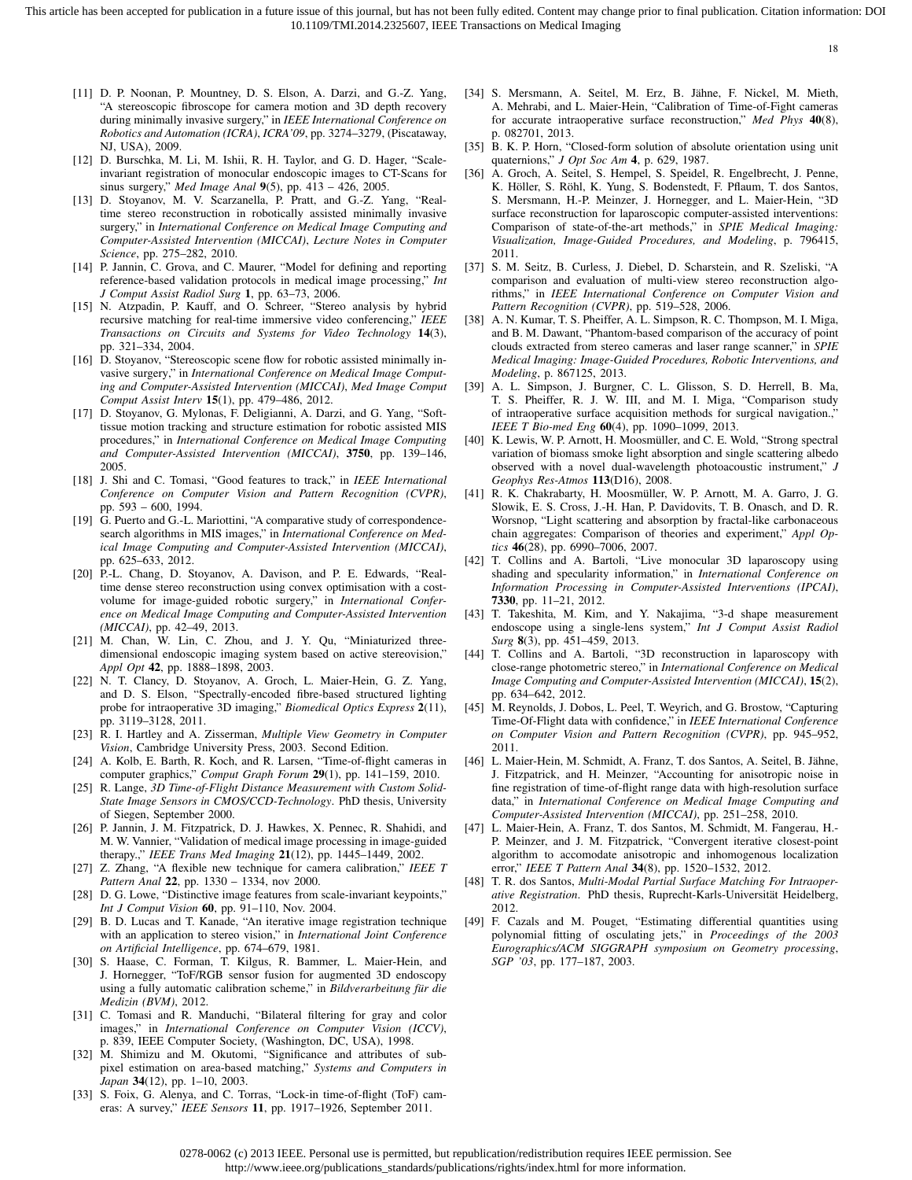[11] D. P. Noonan, P. Mountney, D. S. Elson, A. Darzi, and G.-Z. Yang, "A stereoscopic fibroscope for camera motion and 3D depth recovery during minimally invasive surgery," in *IEEE International Conference on Robotics and Automation (ICRA), ICRA'09*, pp. 3274–3279, (Piscataway, NJ, USA), 2009.

[12] D. Burschka, M. Li, M. Ishii, R. H. Taylor, and G. D. Hager, "Scale-invariant registration of monocular endoscopic images to CT-Scans for sinus surgery," *Med Image Anal* **9**(5), pp. 413 – 426, 2005.

[13] D. Stoyanov, M. V. Scarzanella, P. Pratt, and G.-Z. Yang, "Real-time stereo reconstruction in robotically assisted minimally invasive surgery," in *International Conference on Medical Image Computing and Computer-Assisted Intervention (MICCAI)*, *Lecture Notes in Computer Science*, pp. 275–282, 2010.

[14] P. Jannin, C. Grova, and C. Maurer, "Model for defining and reporting reference-based validation protocols in medical image processing," *Int J Comput Assist Radiol Surg* **1**, pp. 63–73, 2006.

[15] N. Atzpadin, P. Kauff, and O. Schreer, "Stereo analysis by hybrid recursive matching for real-time immersive video conferencing," *IEEE Transactions on Circuits and Systems for Video Technology* **14**(3), pp. 321–334, 2004.

[16] D. Stoyanov, "Stereoscopic scene flow for robotic assisted minimally invasive surgery," in *International Conference on Medical Image Computing and Computer-Assisted Intervention (MICCAI)*, *Med Image Comput Comput Assist Interv* **15**(1), pp. 479–486, 2012.

[17] D. Stoyanov, G. Mylonas, F. Deligianni, A. Darzi, and G. Yang, "Soft-tissue motion tracking and structure estimation for robotic assisted MIS procedures," in *International Conference on Medical Image Computing and Computer-Assisted Intervention (MICCAI)*, **3750**, pp. 139–146, 2005.

[18] J. Shi and C. Tomasi, "Good features to track," in *IEEE International Conference on Computer Vision and Pattern Recognition (CVPR)*, pp. 593 – 600, 1994.

[19] G. Puerto and G.-L. Mariottini, "A comparative study of correspondence-search algorithms in MIS images," in *International Conference on Medical Image Computing and Computer-Assisted Intervention (MICCAI)*, pp. 625–633, 2012.

[20] P.-L. Chang, D. Stoyanov, A. Davison, and P. E. Edwards, "Real-time dense stereo reconstruction using convex optimisation with a cost-volume for image-guided robotic surgery," in *International Conference on Medical Image Computing and Computer-Assisted Intervention (MICCAI)*, pp. 42–49, 2013.

[21] M. Chan, W. Lin, C. Zhou, and J. Y. Qu, "Miniaturized three-dimensional endoscopic imaging system based on active stereovision," *Appl Opt* **42**, pp. 1888–1898, 2003.

[22] N. T. Clancy, D. Stoyanov, A. Groch, L. Maier-Hein, G. Z. Yang, and D. S. Elson, "Spectrally-encoded fibre-based structured lighting probe for intraoperative 3D imaging," *Biomedical Optics Express* **2**(11), pp. 3119–3128, 2011.

[23] R. I. Hartley and A. Zisserman, *Multiple View Geometry in Computer Vision*, Cambridge University Press, 2003. Second Edition.

[24] A. Kolb, E. Barth, R. Koch, and R. Larsen, "Time-of-flight cameras in computer graphics," *Comput Graph Forum* **29**(1), pp. 141–159, 2010.

[25] R. Lange, *3D Time-of-Flight Distance Measurement with Custom Solid-State Image Sensors in CMOS/CCD-Technology*. PhD thesis, University of Siegen, September 2000.

[26] P. Jannin, J. M. Fitzpatrick, D. J. Hawkes, X. Pennec, R. Shahidi, and M. W. Vannier, "Validation of medical image processing in image-guided therapy.," *IEEE Trans Med Imaging* **21**(12), pp. 1445–1449, 2002.

[27] Z. Zhang, "A flexible new technique for camera calibration," *IEEE T Pattern Anal* **22**, pp. 1330 – 1334, nov 2000.

[28] D. G. Lowe, "Distinctive image features from scale-invariant keypoints," *Int J Comput Vision* **60**, pp. 91–110, Nov. 2004.

[29] B. D. Lucas and T. Kanade, "An iterative image registration technique with an application to stereo vision," in *International Joint Conference on Artificial Intelligence*, pp. 674–679, 1981.

[30] S. Haase, C. Forman, T. Kilgus, R. Bammer, L. Maier-Hein, and J. Hornegger, "ToF/RGB sensor fusion for augmented 3D endoscopy using a fully automatic calibration scheme," in *Bildverarbeitung für die Medizin (BVM)*, 2012.

[31] C. Tomasi and R. Manduchi, "Bilateral filtering for gray and color images," in *International Conference on Computer Vision (ICCV)*, p. 839, IEEE Computer Society, (Washington, DC, USA), 1998.

[32] M. Shimizu and M. Okutomi, "Significance and attributes of subpixel estimation on area-based matching," *Systems and Computers in Japan* **34**(12), pp. 1–10, 2003.

[33] S. Foix, G. Alenya, and C. Torras, "Lock-in time-of-flight (ToF) cameras: A survey," *IEEE Sensors* **11**, pp. 1917–1926, September 2011.

[34] S. Mersmann, A. Seitel, M. Erz, B. Jähne, F. Nickel, M. Mieth, A. Mehrabi, and L. Maier-Hein, "Calibration of Time-of-Fight cameras for accurate intraoperative surface reconstruction," *Med Phys* **40**(8), p. 082701, 2013.

[35] B. K. P. Horn, "Closed-form solution of absolute orientation using unit quaternions," *J Opt Soc Am* **4**, p. 629, 1987.

[36] A. Groch, A. Seitel, S. Hempel, S. Speidel, R. Engelbrecht, J. Penne, K. Höller, S. Röhl, K. Yung, S. Bodenstedt, F. Pflaum, T. dos Santos, S. Mersmann, H.-P. Meinzer, J. Hornegger, and L. Maier-Hein, "3D surface reconstruction for laparoscopic computer-assisted interventions: Comparison of state-of-the-art methods," in *SPIE Medical Imaging: Visualization, Image-Guided Procedures, and Modeling*, p. 796415, 2011.

[37] S. M. Seitz, B. Curless, J. Diebel, D. Scharstein, and R. Szeliski, "A comparison and evaluation of multi-view stereo reconstruction algorithms," in *IEEE International Conference on Computer Vision and Pattern Recognition (CVPR)*, pp. 519–528, 2006.

[38] A. N. Kumar, T. S. Pheiffer, A. L. Simpson, R. C. Thompson, M. I. Miga, and B. M. Dawant, "Phantom-based comparison of the accuracy of point clouds extracted from stereo cameras and laser range scanner," in *SPIE Medical Imaging: Image-Guided Procedures, Robotic Interventions, and Modeling*, p. 867125, 2013.

[39] A. L. Simpson, J. Burgner, C. L. Glisson, S. D. Herrell, B. Ma, T. S. Pheiffer, R. J. W. III, and M. I. Miga, "Comparison study of intraoperative surface acquisition methods for surgical navigation.," *IEEE T Bio-med Eng* **60**(4), pp. 1090–1099, 2013.

[40] K. Lewis, W. P. Arnott, H. Moosmüller, and C. E. Wold, "Strong spectral variation of biomass smoke light absorption and single scattering albedo observed with a novel dual-wavelength photoacoustic instrument," *J Geophys Res-Atmos* **113**(D16), 2008.

[41] R. K. Chakrabarty, H. Moosmüller, W. P. Arnott, M. A. Garro, J. G. Slowik, E. S. Cross, J.-H. Han, P. Davidovits, T. B. Onasch, and D. R. Worsnop, "Light scattering and absorption by fractal-like carbonaceous chain aggregates: Comparison of theories and experiment," *Appl Optics* **46**(28), pp. 6990–7006, 2007.

[42] T. Collins and A. Bartoli, "Live monocular 3D laparoscopy using shading and specularity information," in *International Conference on Information Processing in Computer-Assisted Interventions (IPCAI)*, **7330**, pp. 11–21, 2012.

[43] T. Takeshita, M. Kim, and Y. Nakajima, "3-d shape measurement endoscope using a single-lens system," *Int J Comput Assist Radiol Surg* **8**(3), pp. 451–459, 2013.

[44] T. Collins and A. Bartoli, "3D reconstruction in laparoscopy with close-range photometric stereo," in *International Conference on Medical Image Computing and Computer-Assisted Intervention (MICCAI)*, **15**(2), pp. 634–642, 2012.

[45] M. Reynolds, J. Dobos, L. Peel, T. Weyrich, and G. Brostow, "Capturing Time-Of-Flight data with confidence," in *IEEE International Conference on Computer Vision and Pattern Recognition (CVPR)*, pp. 945–952, 2011.

[46] L. Maier-Hein, M. Schmidt, A. Franz, T. dos Santos, A. Seitel, B. Jähne, J. Fitzpatrick, and H. Meinzer, "Accounting for anisotropic noise in fine registration of time-of-flight range data with high-resolution surface data," in *International Conference on Medical Image Computing and Computer-Assisted Intervention (MICCAI)*, pp. 251–258, 2010.

[47] L. Maier-Hein, A. Franz, T. dos Santos, M. Schmidt, M. Fangerau, H.-P. Meinzer, and J. M. Fitzpatrick, "Convergent iterative closest-point algorithm to accomodate anisotropic and inhomogenous localization error," *IEEE T Pattern Anal* **34**(8), pp. 1520–1532, 2012.

[48] T. R. dos Santos, *Multi-Modal Partial Surface Matching For Intraoperative Registration*. PhD thesis, Ruprecht-Karls-Universität Heidelberg, 2012.

[49] F. Cazals and M. Pouget, "Estimating differential quantities using polynomial fitting of osculating jets," in *Proceedings of the 2003 Eurographics/ACM SIGGRAPH symposium on Geometry processing, SGP '03*, pp. 177–187, 2003.